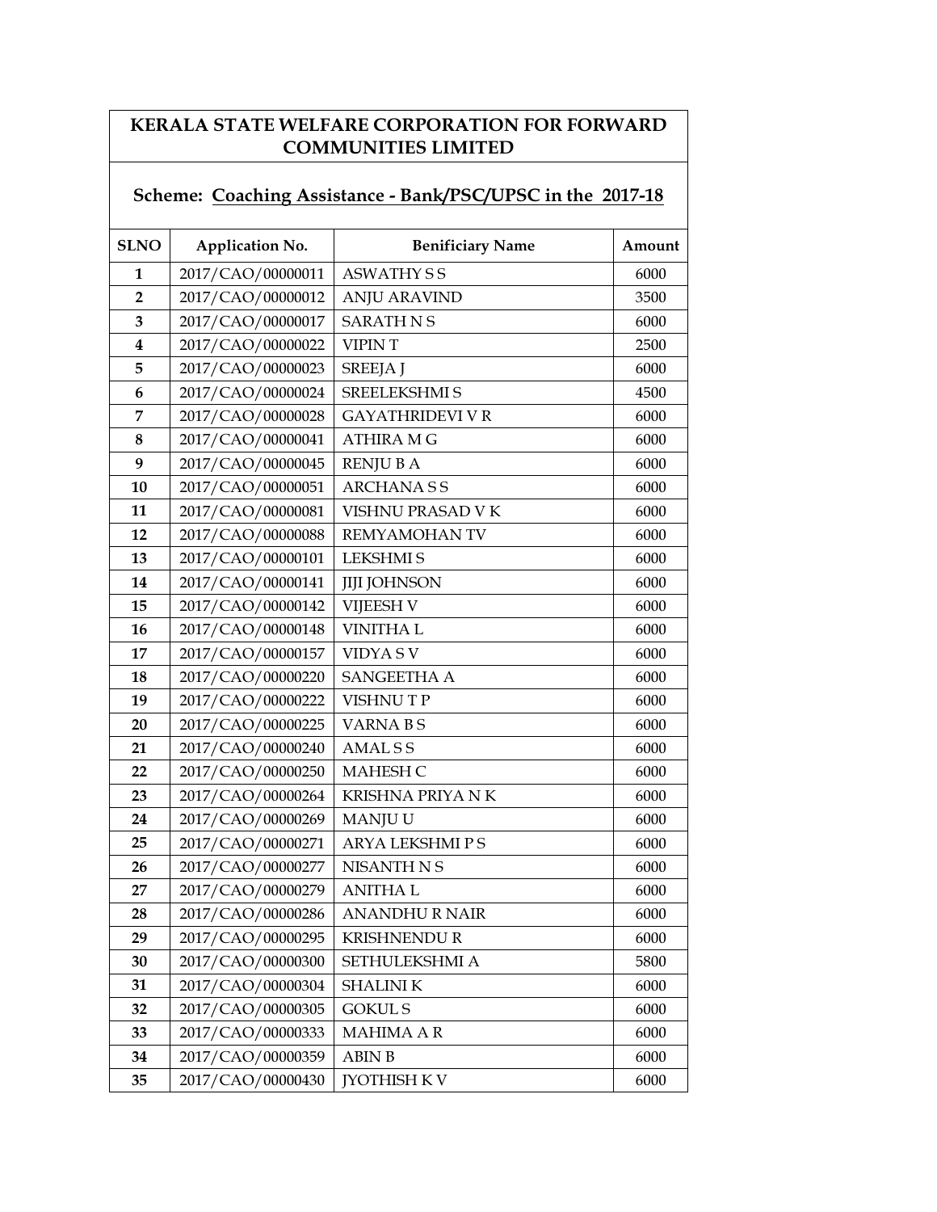# KERALA STATE WELFARE CORPORATION FOR FORWARD COMMUNITIES LIMITED

## Scheme: Coaching Assistance - Bank/PSC/UPSC in the 2017-18

| SLNO | Application No. | Benificiary Name | Amount |
|---|---|---|---|
| 1 | 2017/CAO/00000011 | ASWATHY S S | 6000 |
| 2 | 2017/CAO/00000012 | ANJU ARAVIND | 3500 |
| 3 | 2017/CAO/00000017 | SARATH N S | 6000 |
| 4 | 2017/CAO/00000022 | VIPIN T | 2500 |
| 5 | 2017/CAO/00000023 | SREEJA J | 6000 |
| 6 | 2017/CAO/00000024 | SREELEKSHMI S | 4500 |
| 7 | 2017/CAO/00000028 | GAYATHRIDEVI V R | 6000 |
| 8 | 2017/CAO/00000041 | ATHIRA M G | 6000 |
| 9 | 2017/CAO/00000045 | RENJU B A | 6000 |
| 10 | 2017/CAO/00000051 | ARCHANA S S | 6000 |
| 11 | 2017/CAO/00000081 | VISHNU PRASAD V K | 6000 |
| 12 | 2017/CAO/00000088 | REMYAMOHAN TV | 6000 |
| 13 | 2017/CAO/00000101 | LEKSHMI S | 6000 |
| 14 | 2017/CAO/00000141 | JIJI JOHNSON | 6000 |
| 15 | 2017/CAO/00000142 | VIJEESH V | 6000 |
| 16 | 2017/CAO/00000148 | VINITHA L | 6000 |
| 17 | 2017/CAO/00000157 | VIDYA S V | 6000 |
| 18 | 2017/CAO/00000220 | SANGEETHA A | 6000 |
| 19 | 2017/CAO/00000222 | VISHNU T P | 6000 |
| 20 | 2017/CAO/00000225 | VARNA B S | 6000 |
| 21 | 2017/CAO/00000240 | AMAL S S | 6000 |
| 22 | 2017/CAO/00000250 | MAHESH C | 6000 |
| 23 | 2017/CAO/00000264 | KRISHNA PRIYA N K | 6000 |
| 24 | 2017/CAO/00000269 | MANJU U | 6000 |
| 25 | 2017/CAO/00000271 | ARYA LEKSHMI P S | 6000 |
| 26 | 2017/CAO/00000277 | NISANTH N S | 6000 |
| 27 | 2017/CAO/00000279 | ANITHA L | 6000 |
| 28 | 2017/CAO/00000286 | ANANDHU R NAIR | 6000 |
| 29 | 2017/CAO/00000295 | KRISHNENDU R | 6000 |
| 30 | 2017/CAO/00000300 | SETHULEKSHMI A | 5800 |
| 31 | 2017/CAO/00000304 | SHALINI K | 6000 |
| 32 | 2017/CAO/00000305 | GOKUL S | 6000 |
| 33 | 2017/CAO/00000333 | MAHIMA A R | 6000 |
| 34 | 2017/CAO/00000359 | ABIN B | 6000 |
| 35 | 2017/CAO/00000430 | JYOTHISH K V | 6000 |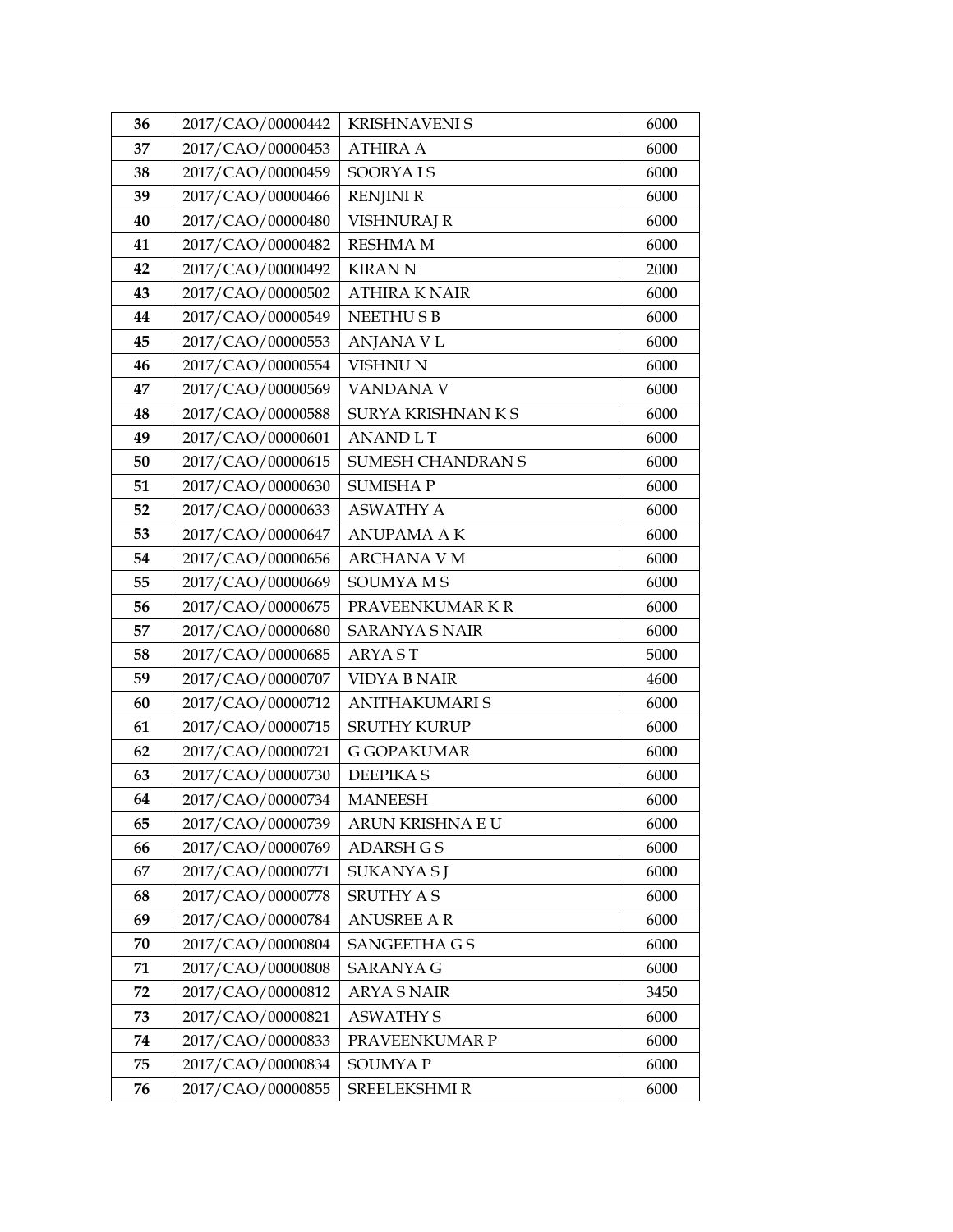| 36 | 2017/CAO/00000442 | KRISHNAVENI S | 6000 |
|---|---|---|---|
| 37 | 2017/CAO/00000453 | ATHIRA A | 6000 |
| 38 | 2017/CAO/00000459 | SOORYA I S | 6000 |
| 39 | 2017/CAO/00000466 | RENJINI R | 6000 |
| 40 | 2017/CAO/00000480 | VISHNURAJ R | 6000 |
| 41 | 2017/CAO/00000482 | RESHMA M | 6000 |
| 42 | 2017/CAO/00000492 | KIRAN N | 2000 |
| 43 | 2017/CAO/00000502 | ATHIRA K NAIR | 6000 |
| 44 | 2017/CAO/00000549 | NEETHU S B | 6000 |
| 45 | 2017/CAO/00000553 | ANJANA V L | 6000 |
| 46 | 2017/CAO/00000554 | VISHNU N | 6000 |
| 47 | 2017/CAO/00000569 | VANDANA V | 6000 |
| 48 | 2017/CAO/00000588 | SURYA KRISHNAN K S | 6000 |
| 49 | 2017/CAO/00000601 | ANAND L T | 6000 |
| 50 | 2017/CAO/00000615 | SUMESH CHANDRAN S | 6000 |
| 51 | 2017/CAO/00000630 | SUMISHA P | 6000 |
| 52 | 2017/CAO/00000633 | ASWATHY A | 6000 |
| 53 | 2017/CAO/00000647 | ANUPAMA A K | 6000 |
| 54 | 2017/CAO/00000656 | ARCHANA V M | 6000 |
| 55 | 2017/CAO/00000669 | SOUMYA M S | 6000 |
| 56 | 2017/CAO/00000675 | PRAVEENKUMAR K R | 6000 |
| 57 | 2017/CAO/00000680 | SARANYA S NAIR | 6000 |
| 58 | 2017/CAO/00000685 | ARYA S T | 5000 |
| 59 | 2017/CAO/00000707 | VIDYA B NAIR | 4600 |
| 60 | 2017/CAO/00000712 | ANITHAKUMARI S | 6000 |
| 61 | 2017/CAO/00000715 | SRUTHY KURUP | 6000 |
| 62 | 2017/CAO/00000721 | G GOPAKUMAR | 6000 |
| 63 | 2017/CAO/00000730 | DEEPIKA S | 6000 |
| 64 | 2017/CAO/00000734 | MANEESH | 6000 |
| 65 | 2017/CAO/00000739 | ARUN KRISHNA E U | 6000 |
| 66 | 2017/CAO/00000769 | ADARSH G S | 6000 |
| 67 | 2017/CAO/00000771 | SUKANYA S J | 6000 |
| 68 | 2017/CAO/00000778 | SRUTHY A S | 6000 |
| 69 | 2017/CAO/00000784 | ANUSREE A R | 6000 |
| 70 | 2017/CAO/00000804 | SANGEETHA G S | 6000 |
| 71 | 2017/CAO/00000808 | SARANYA G | 6000 |
| 72 | 2017/CAO/00000812 | ARYA S NAIR | 3450 |
| 73 | 2017/CAO/00000821 | ASWATHY S | 6000 |
| 74 | 2017/CAO/00000833 | PRAVEENKUMAR P | 6000 |
| 75 | 2017/CAO/00000834 | SOUMYA P | 6000 |
| 76 | 2017/CAO/00000855 | SREELEKSHMI R | 6000 |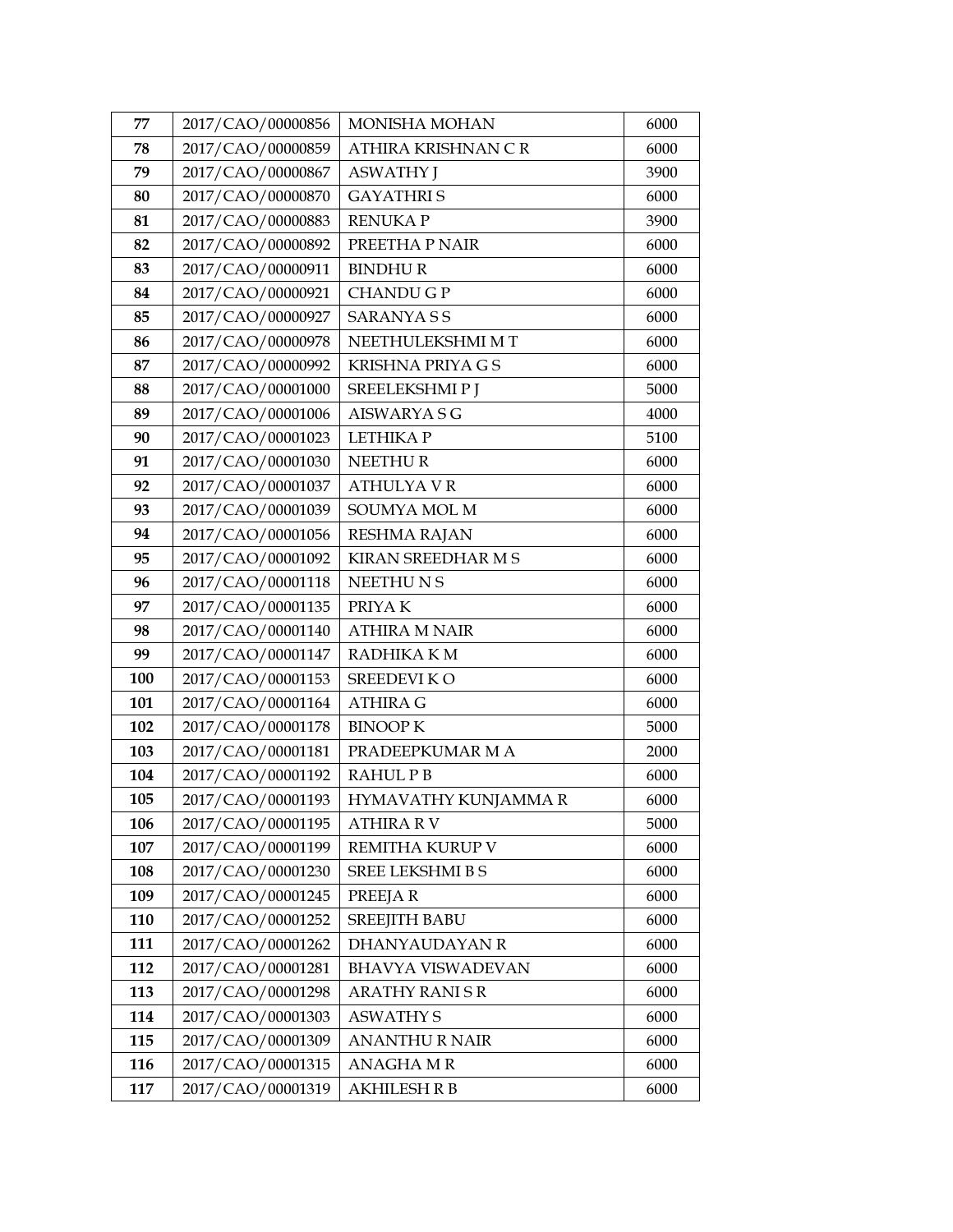| 77 | 2017/CAO/00000856 | MONISHA MOHAN | 6000 |
|---|---|---|---|
| 78 | 2017/CAO/00000859 | ATHIRA KRISHNAN C R | 6000 |
| 79 | 2017/CAO/00000867 | ASWATHY J | 3900 |
| 80 | 2017/CAO/00000870 | GAYATHRI S | 6000 |
| 81 | 2017/CAO/00000883 | RENUKA P | 3900 |
| 82 | 2017/CAO/00000892 | PREETHA P NAIR | 6000 |
| 83 | 2017/CAO/00000911 | BINDHU R | 6000 |
| 84 | 2017/CAO/00000921 | CHANDU G P | 6000 |
| 85 | 2017/CAO/00000927 | SARANYA S S | 6000 |
| 86 | 2017/CAO/00000978 | NEETHULEKSHMI M T | 6000 |
| 87 | 2017/CAO/00000992 | KRISHNA PRIYA G S | 6000 |
| 88 | 2017/CAO/00001000 | SREELEKSHMI P J | 5000 |
| 89 | 2017/CAO/00001006 | AISWARYA S G | 4000 |
| 90 | 2017/CAO/00001023 | LETHIKA P | 5100 |
| 91 | 2017/CAO/00001030 | NEETHU R | 6000 |
| 92 | 2017/CAO/00001037 | ATHULYA V R | 6000 |
| 93 | 2017/CAO/00001039 | SOUMYA MOL M | 6000 |
| 94 | 2017/CAO/00001056 | RESHMA RAJAN | 6000 |
| 95 | 2017/CAO/00001092 | KIRAN SREEDHAR M S | 6000 |
| 96 | 2017/CAO/00001118 | NEETHU N S | 6000 |
| 97 | 2017/CAO/00001135 | PRIYA K | 6000 |
| 98 | 2017/CAO/00001140 | ATHIRA M NAIR | 6000 |
| 99 | 2017/CAO/00001147 | RADHIKA K M | 6000 |
| 100 | 2017/CAO/00001153 | SREEDEVI K O | 6000 |
| 101 | 2017/CAO/00001164 | ATHIRA G | 6000 |
| 102 | 2017/CAO/00001178 | BINOOP K | 5000 |
| 103 | 2017/CAO/00001181 | PRADEEPKUMAR M A | 2000 |
| 104 | 2017/CAO/00001192 | RAHUL P B | 6000 |
| 105 | 2017/CAO/00001193 | HYMAVATHY KUNJAMMA R | 6000 |
| 106 | 2017/CAO/00001195 | ATHIRA R V | 5000 |
| 107 | 2017/CAO/00001199 | REMITHA KURUP V | 6000 |
| 108 | 2017/CAO/00001230 | SREE LEKSHMI B S | 6000 |
| 109 | 2017/CAO/00001245 | PREEJA R | 6000 |
| 110 | 2017/CAO/00001252 | SREEJITH BABU | 6000 |
| 111 | 2017/CAO/00001262 | DHANYAUDAYAN R | 6000 |
| 112 | 2017/CAO/00001281 | BHAVYA VISWADEVAN | 6000 |
| 113 | 2017/CAO/00001298 | ARATHY RANI S R | 6000 |
| 114 | 2017/CAO/00001303 | ASWATHY S | 6000 |
| 115 | 2017/CAO/00001309 | ANANTHU R NAIR | 6000 |
| 116 | 2017/CAO/00001315 | ANAGHA M R | 6000 |
| 117 | 2017/CAO/00001319 | AKHILESH R B | 6000 |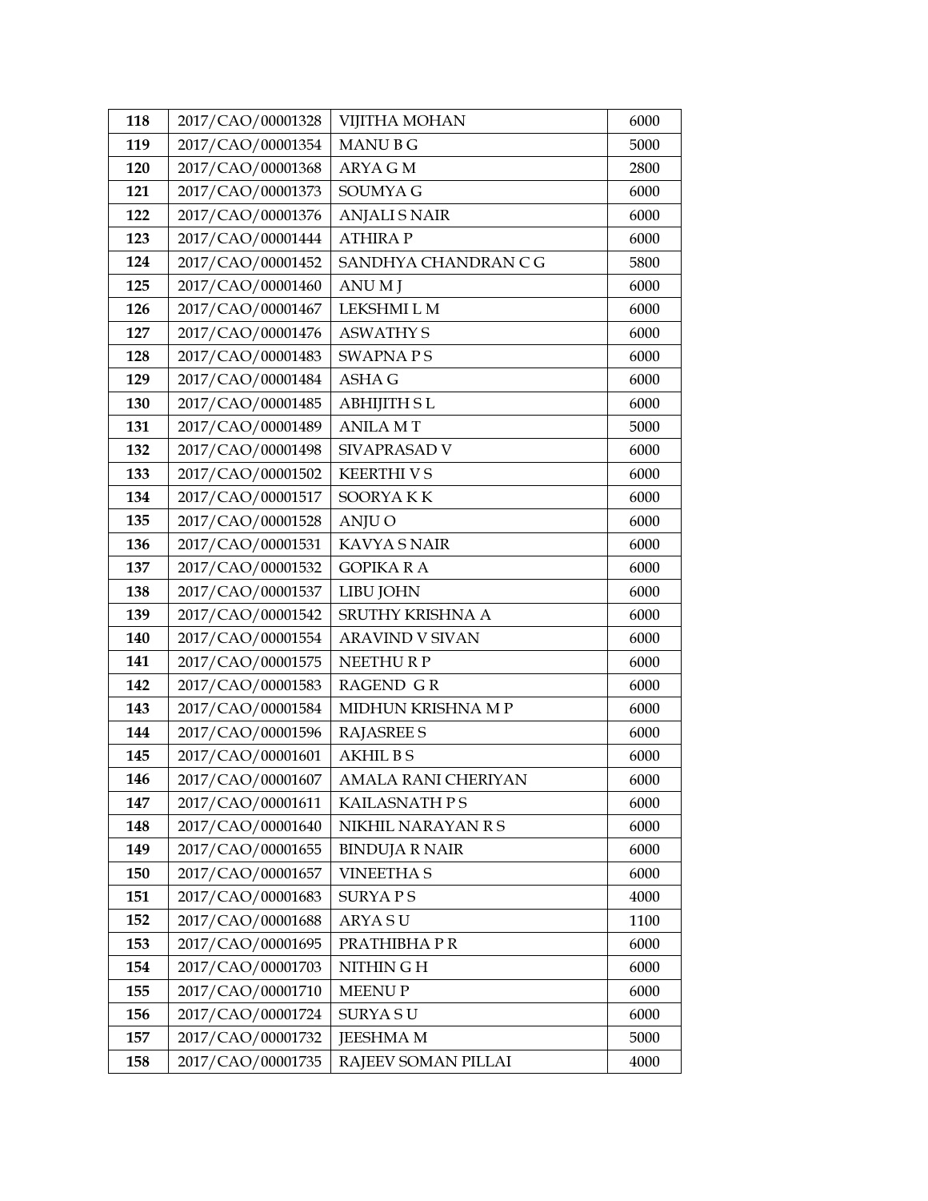| | | | |
|---|---|---|---|
| **118** | 2017/CAO/00001328 | VIJITHA MOHAN | 6000 |
| **119** | 2017/CAO/00001354 | MANU B G | 5000 |
| **120** | 2017/CAO/00001368 | ARYA G M | 2800 |
| **121** | 2017/CAO/00001373 | SOUMYA G | 6000 |
| **122** | 2017/CAO/00001376 | ANJALI S NAIR | 6000 |
| **123** | 2017/CAO/00001444 | ATHIRA P | 6000 |
| **124** | 2017/CAO/00001452 | SANDHYA CHANDRAN C G | 5800 |
| **125** | 2017/CAO/00001460 | ANU M J | 6000 |
| **126** | 2017/CAO/00001467 | LEKSHMI L M | 6000 |
| **127** | 2017/CAO/00001476 | ASWATHY S | 6000 |
| **128** | 2017/CAO/00001483 | SWAPNA P S | 6000 |
| **129** | 2017/CAO/00001484 | ASHA G | 6000 |
| **130** | 2017/CAO/00001485 | ABHIJITH S L | 6000 |
| **131** | 2017/CAO/00001489 | ANILA M T | 5000 |
| **132** | 2017/CAO/00001498 | SIVAPRASAD V | 6000 |
| **133** | 2017/CAO/00001502 | KEERTHI V S | 6000 |
| **134** | 2017/CAO/00001517 | SOORYA K K | 6000 |
| **135** | 2017/CAO/00001528 | ANJU O | 6000 |
| **136** | 2017/CAO/00001531 | KAVYA S NAIR | 6000 |
| **137** | 2017/CAO/00001532 | GOPIKA R A | 6000 |
| **138** | 2017/CAO/00001537 | LIBU JOHN | 6000 |
| **139** | 2017/CAO/00001542 | SRUTHY KRISHNA A | 6000 |
| **140** | 2017/CAO/00001554 | ARAVIND V SIVAN | 6000 |
| **141** | 2017/CAO/00001575 | NEETHU R P | 6000 |
| **142** | 2017/CAO/00001583 | RAGEND G R | 6000 |
| **143** | 2017/CAO/00001584 | MIDHUN KRISHNA M P | 6000 |
| **144** | 2017/CAO/00001596 | RAJASREE S | 6000 |
| **145** | 2017/CAO/00001601 | AKHIL B S | 6000 |
| **146** | 2017/CAO/00001607 | AMALA RANI CHERIYAN | 6000 |
| **147** | 2017/CAO/00001611 | KAILASNATH P S | 6000 |
| **148** | 2017/CAO/00001640 | NIKHIL NARAYAN R S | 6000 |
| **149** | 2017/CAO/00001655 | BINDUJA R NAIR | 6000 |
| **150** | 2017/CAO/00001657 | VINEETHA S | 6000 |
| **151** | 2017/CAO/00001683 | SURYA P S | 4000 |
| **152** | 2017/CAO/00001688 | ARYA S U | 1100 |
| **153** | 2017/CAO/00001695 | PRATHIBHA P R | 6000 |
| **154** | 2017/CAO/00001703 | NITHIN G H | 6000 |
| **155** | 2017/CAO/00001710 | MEENU P | 6000 |
| **156** | 2017/CAO/00001724 | SURYA S U | 6000 |
| **157** | 2017/CAO/00001732 | JEESHMA M | 5000 |
| **158** | 2017/CAO/00001735 | RAJEEV SOMAN PILLAI | 4000 |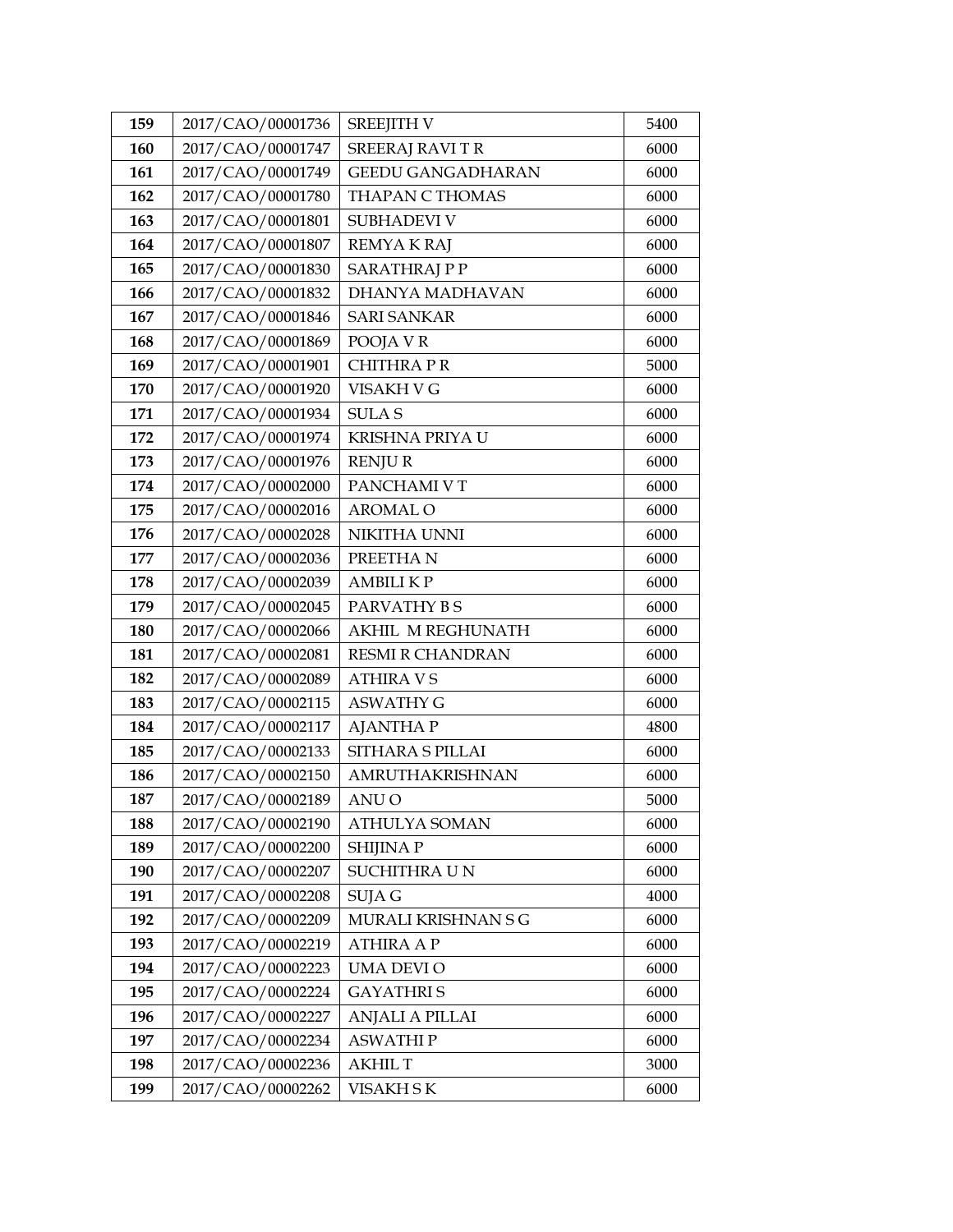| **159** | 2017/CAO/00001736 | SREEJITH V | 5400 |
|---|---|---|---|
| **160** | 2017/CAO/00001747 | SREERAJ RAVI T R | 6000 |
| **161** | 2017/CAO/00001749 | GEEDU GANGADHARAN | 6000 |
| **162** | 2017/CAO/00001780 | THAPAN C THOMAS | 6000 |
| **163** | 2017/CAO/00001801 | SUBHADEVI V | 6000 |
| **164** | 2017/CAO/00001807 | REMYA K RAJ | 6000 |
| **165** | 2017/CAO/00001830 | SARATHRAJ P P | 6000 |
| **166** | 2017/CAO/00001832 | DHANYA MADHAVAN | 6000 |
| **167** | 2017/CAO/00001846 | SARI SANKAR | 6000 |
| **168** | 2017/CAO/00001869 | POOJA V R | 6000 |
| **169** | 2017/CAO/00001901 | CHITHRA P R | 5000 |
| **170** | 2017/CAO/00001920 | VISAKH V G | 6000 |
| **171** | 2017/CAO/00001934 | SULA S | 6000 |
| **172** | 2017/CAO/00001974 | KRISHNA PRIYA U | 6000 |
| **173** | 2017/CAO/00001976 | RENJU R | 6000 |
| **174** | 2017/CAO/00002000 | PANCHAMI V T | 6000 |
| **175** | 2017/CAO/00002016 | AROMAL O | 6000 |
| **176** | 2017/CAO/00002028 | NIKITHA UNNI | 6000 |
| **177** | 2017/CAO/00002036 | PREETHA N | 6000 |
| **178** | 2017/CAO/00002039 | AMBILI K P | 6000 |
| **179** | 2017/CAO/00002045 | PARVATHY B S | 6000 |
| **180** | 2017/CAO/00002066 | AKHIL M REGHUNATH | 6000 |
| **181** | 2017/CAO/00002081 | RESMI R CHANDRAN | 6000 |
| **182** | 2017/CAO/00002089 | ATHIRA V S | 6000 |
| **183** | 2017/CAO/00002115 | ASWATHY G | 6000 |
| **184** | 2017/CAO/00002117 | AJANTHA P | 4800 |
| **185** | 2017/CAO/00002133 | SITHARA S PILLAI | 6000 |
| **186** | 2017/CAO/00002150 | AMRUTHAKRISHNAN | 6000 |
| **187** | 2017/CAO/00002189 | ANU O | 5000 |
| **188** | 2017/CAO/00002190 | ATHULYA SOMAN | 6000 |
| **189** | 2017/CAO/00002200 | SHIJINA P | 6000 |
| **190** | 2017/CAO/00002207 | SUCHITHRA U N | 6000 |
| **191** | 2017/CAO/00002208 | SUJA G | 4000 |
| **192** | 2017/CAO/00002209 | MURALI KRISHNAN S G | 6000 |
| **193** | 2017/CAO/00002219 | ATHIRA A P | 6000 |
| **194** | 2017/CAO/00002223 | UMA DEVI O | 6000 |
| **195** | 2017/CAO/00002224 | GAYATHRI S | 6000 |
| **196** | 2017/CAO/00002227 | ANJALI A PILLAI | 6000 |
| **197** | 2017/CAO/00002234 | ASWATHI P | 6000 |
| **198** | 2017/CAO/00002236 | AKHIL T | 3000 |
| **199** | 2017/CAO/00002262 | VISAKH S K | 6000 |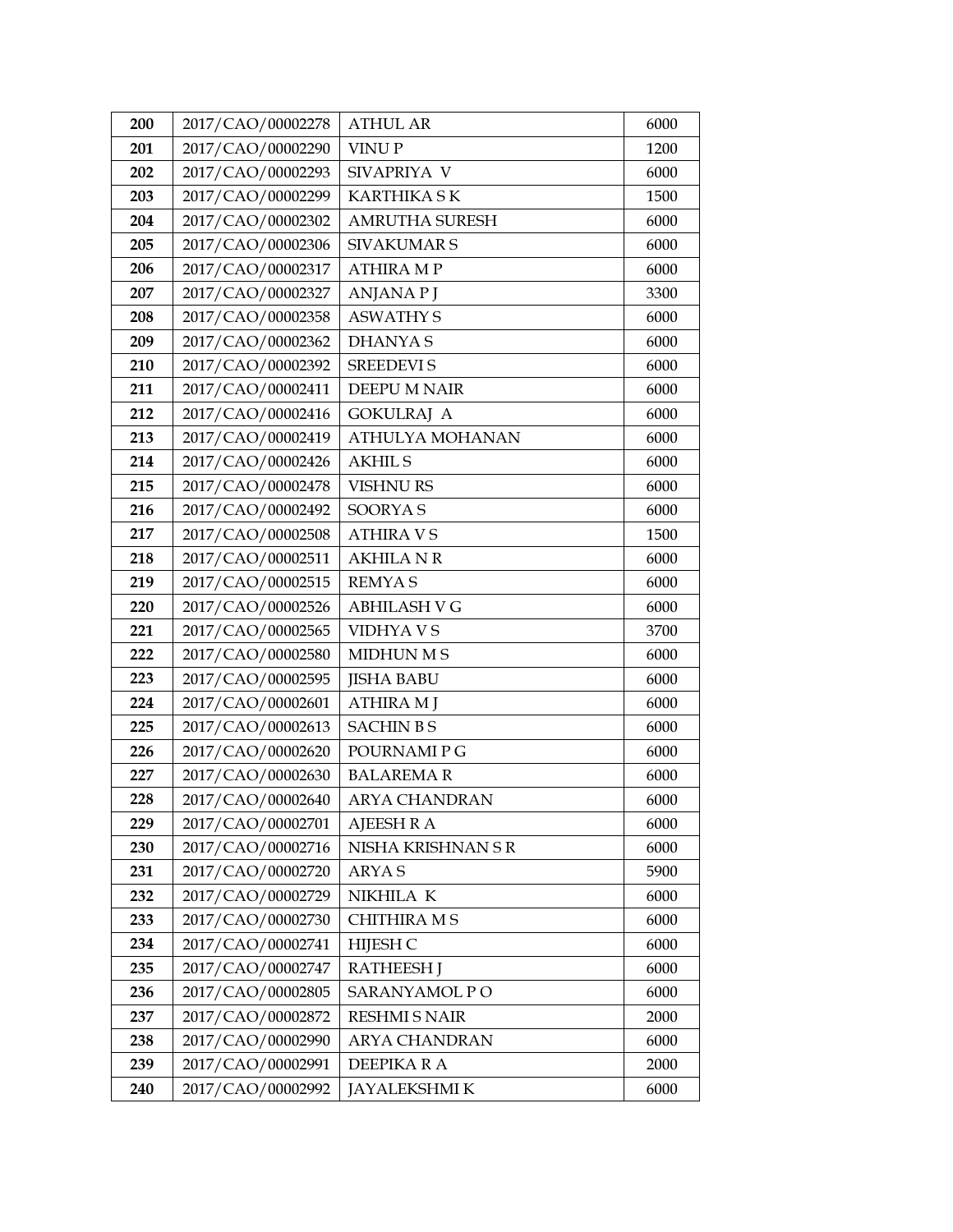| 200 | 2017/CAO/00002278 | ATHUL AR | 6000 |
|---|---|---|---|
| 201 | 2017/CAO/00002290 | VINU P | 1200 |
| 202 | 2017/CAO/00002293 | SIVAPRIYA V | 6000 |
| 203 | 2017/CAO/00002299 | KARTHIKA S K | 1500 |
| 204 | 2017/CAO/00002302 | AMRUTHA SURESH | 6000 |
| 205 | 2017/CAO/00002306 | SIVAKUMAR S | 6000 |
| 206 | 2017/CAO/00002317 | ATHIRA M P | 6000 |
| 207 | 2017/CAO/00002327 | ANJANA P J | 3300 |
| 208 | 2017/CAO/00002358 | ASWATHY S | 6000 |
| 209 | 2017/CAO/00002362 | DHANYA S | 6000 |
| 210 | 2017/CAO/00002392 | SREEDEVI S | 6000 |
| 211 | 2017/CAO/00002411 | DEEPU M NAIR | 6000 |
| 212 | 2017/CAO/00002416 | GOKULRAJ A | 6000 |
| 213 | 2017/CAO/00002419 | ATHULYA MOHANAN | 6000 |
| 214 | 2017/CAO/00002426 | AKHIL S | 6000 |
| 215 | 2017/CAO/00002478 | VISHNU RS | 6000 |
| 216 | 2017/CAO/00002492 | SOORYA S | 6000 |
| 217 | 2017/CAO/00002508 | ATHIRA V S | 1500 |
| 218 | 2017/CAO/00002511 | AKHILA N R | 6000 |
| 219 | 2017/CAO/00002515 | REMYA S | 6000 |
| 220 | 2017/CAO/00002526 | ABHILASH V G | 6000 |
| 221 | 2017/CAO/00002565 | VIDHYA V S | 3700 |
| 222 | 2017/CAO/00002580 | MIDHUN M S | 6000 |
| 223 | 2017/CAO/00002595 | JISHA BABU | 6000 |
| 224 | 2017/CAO/00002601 | ATHIRA M J | 6000 |
| 225 | 2017/CAO/00002613 | SACHIN B S | 6000 |
| 226 | 2017/CAO/00002620 | POURNAMI P G | 6000 |
| 227 | 2017/CAO/00002630 | BALAREMA R | 6000 |
| 228 | 2017/CAO/00002640 | ARYA CHANDRAN | 6000 |
| 229 | 2017/CAO/00002701 | AJEESH R A | 6000 |
| 230 | 2017/CAO/00002716 | NISHA KRISHNAN S R | 6000 |
| 231 | 2017/CAO/00002720 | ARYA S | 5900 |
| 232 | 2017/CAO/00002729 | NIKHILA K | 6000 |
| 233 | 2017/CAO/00002730 | CHITHIRA M S | 6000 |
| 234 | 2017/CAO/00002741 | HIJESH C | 6000 |
| 235 | 2017/CAO/00002747 | RATHEESH J | 6000 |
| 236 | 2017/CAO/00002805 | SARANYAMOL P O | 6000 |
| 237 | 2017/CAO/00002872 | RESHMI S NAIR | 2000 |
| 238 | 2017/CAO/00002990 | ARYA CHANDRAN | 6000 |
| 239 | 2017/CAO/00002991 | DEEPIKA R A | 2000 |
| 240 | 2017/CAO/00002992 | JAYALEKSHMI K | 6000 |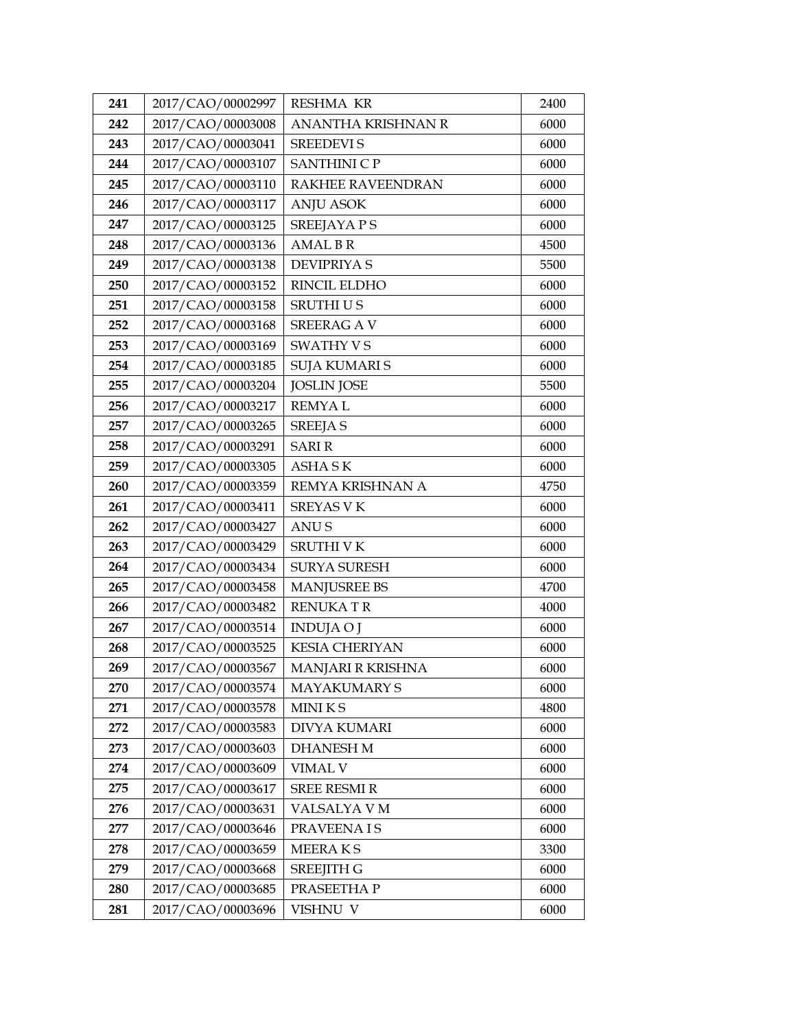| 241 | 2017/CAO/00002997 | RESHMA KR | 2400 |
|---|---|---|---|
| 242 | 2017/CAO/00003008 | ANANTHA KRISHNAN R | 6000 |
| 243 | 2017/CAO/00003041 | SREEDEVI S | 6000 |
| 244 | 2017/CAO/00003107 | SANTHINI C P | 6000 |
| 245 | 2017/CAO/00003110 | RAKHEE RAVEENDRAN | 6000 |
| 246 | 2017/CAO/00003117 | ANJU ASOK | 6000 |
| 247 | 2017/CAO/00003125 | SREEJAYA P S | 6000 |
| 248 | 2017/CAO/00003136 | AMAL B R | 4500 |
| 249 | 2017/CAO/00003138 | DEVIPRIYA S | 5500 |
| 250 | 2017/CAO/00003152 | RINCIL ELDHO | 6000 |
| 251 | 2017/CAO/00003158 | SRUTHI U S | 6000 |
| 252 | 2017/CAO/00003168 | SREERAG A V | 6000 |
| 253 | 2017/CAO/00003169 | SWATHY V S | 6000 |
| 254 | 2017/CAO/00003185 | SUJA KUMARI S | 6000 |
| 255 | 2017/CAO/00003204 | JOSLIN JOSE | 5500 |
| 256 | 2017/CAO/00003217 | REMYA L | 6000 |
| 257 | 2017/CAO/00003265 | SREEJA S | 6000 |
| 258 | 2017/CAO/00003291 | SARI R | 6000 |
| 259 | 2017/CAO/00003305 | ASHA S K | 6000 |
| 260 | 2017/CAO/00003359 | REMYA KRISHNAN A | 4750 |
| 261 | 2017/CAO/00003411 | SREYAS V K | 6000 |
| 262 | 2017/CAO/00003427 | ANU S | 6000 |
| 263 | 2017/CAO/00003429 | SRUTHI V K | 6000 |
| 264 | 2017/CAO/00003434 | SURYA SURESH | 6000 |
| 265 | 2017/CAO/00003458 | MANJUSREE BS | 4700 |
| 266 | 2017/CAO/00003482 | RENUKA T R | 4000 |
| 267 | 2017/CAO/00003514 | INDUJA O J | 6000 |
| 268 | 2017/CAO/00003525 | KESIA CHERIYAN | 6000 |
| 269 | 2017/CAO/00003567 | MANJARI R KRISHNA | 6000 |
| 270 | 2017/CAO/00003574 | MAYAKUMARY S | 6000 |
| 271 | 2017/CAO/00003578 | MINI K S | 4800 |
| 272 | 2017/CAO/00003583 | DIVYA KUMARI | 6000 |
| 273 | 2017/CAO/00003603 | DHANESH M | 6000 |
| 274 | 2017/CAO/00003609 | VIMAL V | 6000 |
| 275 | 2017/CAO/00003617 | SREE RESMI R | 6000 |
| 276 | 2017/CAO/00003631 | VALSALYA V M | 6000 |
| 277 | 2017/CAO/00003646 | PRAVEENA I S | 6000 |
| 278 | 2017/CAO/00003659 | MEERA K S | 3300 |
| 279 | 2017/CAO/00003668 | SREEJITH G | 6000 |
| 280 | 2017/CAO/00003685 | PRASEETHA P | 6000 |
| 281 | 2017/CAO/00003696 | VISHNU V | 6000 |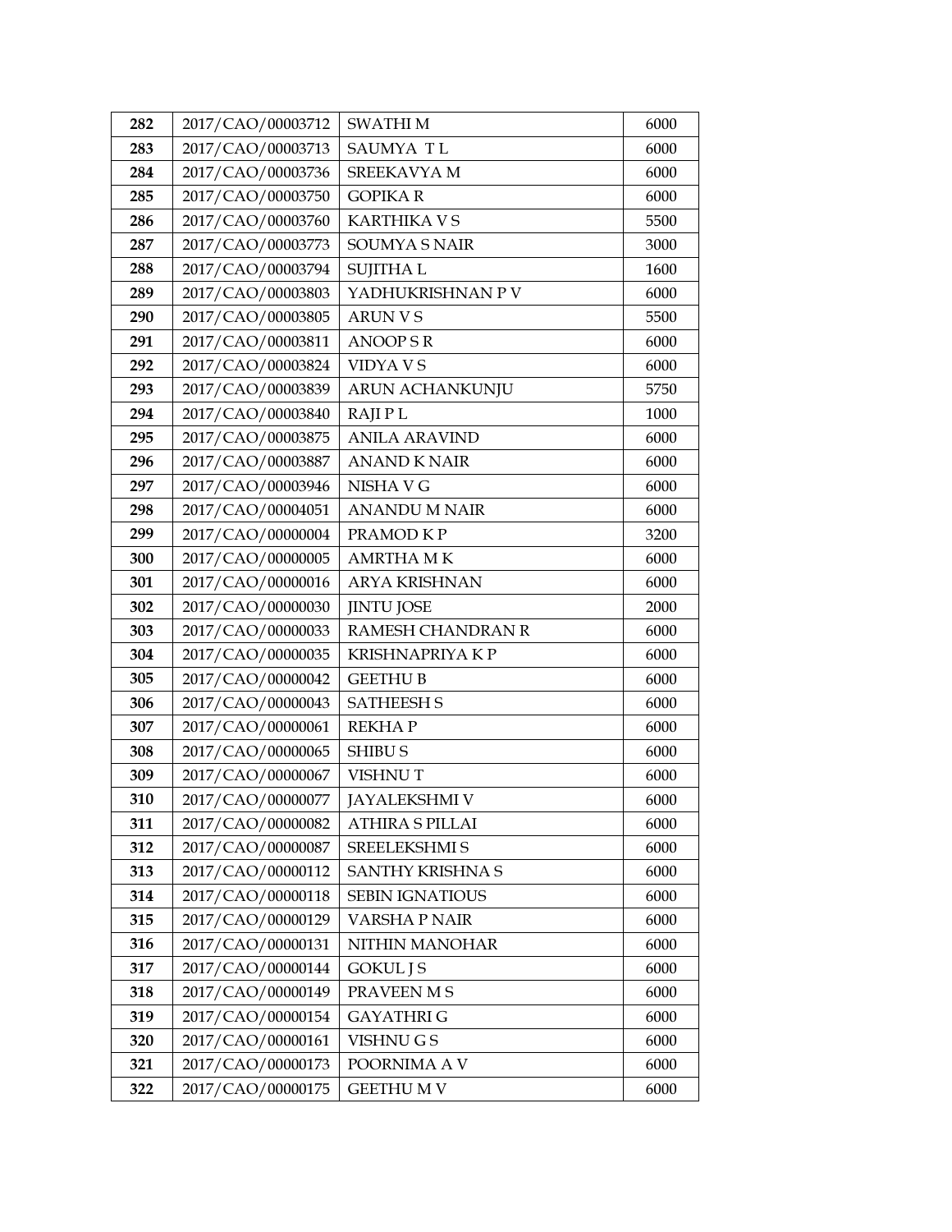| 282 | 2017/CAO/00003712 | SWATHI M | 6000 |
|---|---|---|---|
| 283 | 2017/CAO/00003713 | SAUMYA T L | 6000 |
| 284 | 2017/CAO/00003736 | SREEKAVYA M | 6000 |
| 285 | 2017/CAO/00003750 | GOPIKA R | 6000 |
| 286 | 2017/CAO/00003760 | KARTHIKA V S | 5500 |
| 287 | 2017/CAO/00003773 | SOUMYA S NAIR | 3000 |
| 288 | 2017/CAO/00003794 | SUJITHA L | 1600 |
| 289 | 2017/CAO/00003803 | YADHUKRISHNAN P V | 6000 |
| 290 | 2017/CAO/00003805 | ARUN V S | 5500 |
| 291 | 2017/CAO/00003811 | ANOOP S R | 6000 |
| 292 | 2017/CAO/00003824 | VIDYA V S | 6000 |
| 293 | 2017/CAO/00003839 | ARUN ACHANKUNJU | 5750 |
| 294 | 2017/CAO/00003840 | RAJI P L | 1000 |
| 295 | 2017/CAO/00003875 | ANILA ARAVIND | 6000 |
| 296 | 2017/CAO/00003887 | ANAND K NAIR | 6000 |
| 297 | 2017/CAO/00003946 | NISHA V G | 6000 |
| 298 | 2017/CAO/00004051 | ANANDU M NAIR | 6000 |
| 299 | 2017/CAO/00000004 | PRAMOD K P | 3200 |
| 300 | 2017/CAO/00000005 | AMRTHA M K | 6000 |
| 301 | 2017/CAO/00000016 | ARYA KRISHNAN | 6000 |
| 302 | 2017/CAO/00000030 | JINTU JOSE | 2000 |
| 303 | 2017/CAO/00000033 | RAMESH CHANDRAN R | 6000 |
| 304 | 2017/CAO/00000035 | KRISHNAPRIYA K P | 6000 |
| 305 | 2017/CAO/00000042 | GEETHU B | 6000 |
| 306 | 2017/CAO/00000043 | SATHEESH S | 6000 |
| 307 | 2017/CAO/00000061 | REKHA P | 6000 |
| 308 | 2017/CAO/00000065 | SHIBU S | 6000 |
| 309 | 2017/CAO/00000067 | VISHNU T | 6000 |
| 310 | 2017/CAO/00000077 | JAYALEKSHMI V | 6000 |
| 311 | 2017/CAO/00000082 | ATHIRA S PILLAI | 6000 |
| 312 | 2017/CAO/00000087 | SREELEKSHMI S | 6000 |
| 313 | 2017/CAO/00000112 | SANTHY KRISHNA S | 6000 |
| 314 | 2017/CAO/00000118 | SEBIN IGNATIOUS | 6000 |
| 315 | 2017/CAO/00000129 | VARSHA P NAIR | 6000 |
| 316 | 2017/CAO/00000131 | NITHIN MANOHAR | 6000 |
| 317 | 2017/CAO/00000144 | GOKUL J S | 6000 |
| 318 | 2017/CAO/00000149 | PRAVEEN M S | 6000 |
| 319 | 2017/CAO/00000154 | GAYATHRI G | 6000 |
| 320 | 2017/CAO/00000161 | VISHNU G S | 6000 |
| 321 | 2017/CAO/00000173 | POORNIMA A V | 6000 |
| 322 | 2017/CAO/00000175 | GEETHU M V | 6000 |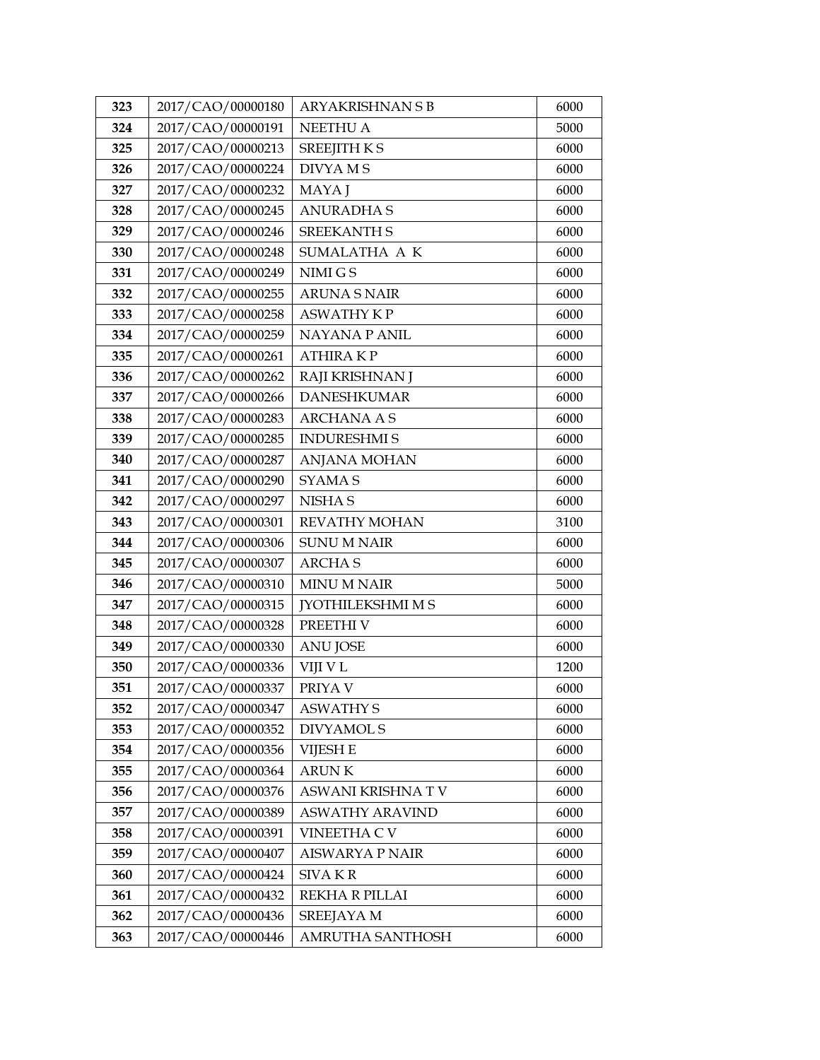| **323** | 2017/CAO/00000180 | ARYAKRISHNAN S B | 6000 |
|---|---|---|---|
| **324** | 2017/CAO/00000191 | NEETHU A | 5000 |
| **325** | 2017/CAO/00000213 | SREEJITH K S | 6000 |
| **326** | 2017/CAO/00000224 | DIVYA M S | 6000 |
| **327** | 2017/CAO/00000232 | MAYA J | 6000 |
| **328** | 2017/CAO/00000245 | ANURADHA S | 6000 |
| **329** | 2017/CAO/00000246 | SREEKANTH S | 6000 |
| **330** | 2017/CAO/00000248 | SUMALATHA A K | 6000 |
| **331** | 2017/CAO/00000249 | NIMI G S | 6000 |
| **332** | 2017/CAO/00000255 | ARUNA S NAIR | 6000 |
| **333** | 2017/CAO/00000258 | ASWATHY K P | 6000 |
| **334** | 2017/CAO/00000259 | NAYANA P ANIL | 6000 |
| **335** | 2017/CAO/00000261 | ATHIRA K P | 6000 |
| **336** | 2017/CAO/00000262 | RAJI KRISHNAN J | 6000 |
| **337** | 2017/CAO/00000266 | DANESHKUMAR | 6000 |
| **338** | 2017/CAO/00000283 | ARCHANA A S | 6000 |
| **339** | 2017/CAO/00000285 | INDURESHMI S | 6000 |
| **340** | 2017/CAO/00000287 | ANJANA MOHAN | 6000 |
| **341** | 2017/CAO/00000290 | SYAMA S | 6000 |
| **342** | 2017/CAO/00000297 | NISHA S | 6000 |
| **343** | 2017/CAO/00000301 | REVATHY MOHAN | 3100 |
| **344** | 2017/CAO/00000306 | SUNU M NAIR | 6000 |
| **345** | 2017/CAO/00000307 | ARCHA S | 6000 |
| **346** | 2017/CAO/00000310 | MINU M NAIR | 5000 |
| **347** | 2017/CAO/00000315 | JYOTHILEKSHMI M S | 6000 |
| **348** | 2017/CAO/00000328 | PREETHI V | 6000 |
| **349** | 2017/CAO/00000330 | ANU JOSE | 6000 |
| **350** | 2017/CAO/00000336 | VIJI V L | 1200 |
| **351** | 2017/CAO/00000337 | PRIYA V | 6000 |
| **352** | 2017/CAO/00000347 | ASWATHY S | 6000 |
| **353** | 2017/CAO/00000352 | DIVYAMOL S | 6000 |
| **354** | 2017/CAO/00000356 | VIJESH E | 6000 |
| **355** | 2017/CAO/00000364 | ARUN K | 6000 |
| **356** | 2017/CAO/00000376 | ASWANI KRISHNA T V | 6000 |
| **357** | 2017/CAO/00000389 | ASWATHY ARAVIND | 6000 |
| **358** | 2017/CAO/00000391 | VINEETHA C V | 6000 |
| **359** | 2017/CAO/00000407 | AISWARYA P NAIR | 6000 |
| **360** | 2017/CAO/00000424 | SIVA K R | 6000 |
| **361** | 2017/CAO/00000432 | REKHA R PILLAI | 6000 |
| **362** | 2017/CAO/00000436 | SREEJAYA M | 6000 |
| **363** | 2017/CAO/00000446 | AMRUTHA SANTHOSH | 6000 |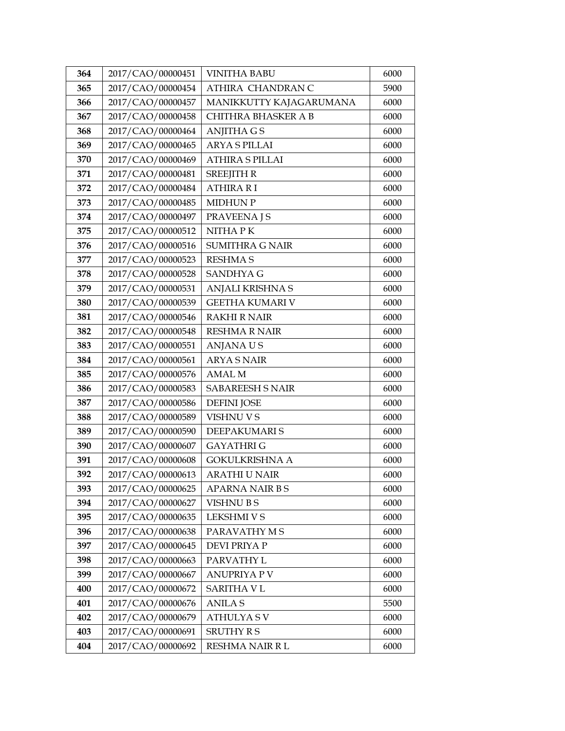| 364 | 2017/CAO/00000451 | VINITHA BABU | 6000 |
|---|---|---|---|
| 365 | 2017/CAO/00000454 | ATHIRA CHANDRAN C | 5900 |
| 366 | 2017/CAO/00000457 | MANIKKUTTY KAJAGARUMANA | 6000 |
| 367 | 2017/CAO/00000458 | CHITHRA BHASKER A B | 6000 |
| 368 | 2017/CAO/00000464 | ANJITHA G S | 6000 |
| 369 | 2017/CAO/00000465 | ARYA S PILLAI | 6000 |
| 370 | 2017/CAO/00000469 | ATHIRA S PILLAI | 6000 |
| 371 | 2017/CAO/00000481 | SREEJITH R | 6000 |
| 372 | 2017/CAO/00000484 | ATHIRA R I | 6000 |
| 373 | 2017/CAO/00000485 | MIDHUN P | 6000 |
| 374 | 2017/CAO/00000497 | PRAVEENA J S | 6000 |
| 375 | 2017/CAO/00000512 | NITHA P K | 6000 |
| 376 | 2017/CAO/00000516 | SUMITHRA G NAIR | 6000 |
| 377 | 2017/CAO/00000523 | RESHMA S | 6000 |
| 378 | 2017/CAO/00000528 | SANDHYA G | 6000 |
| 379 | 2017/CAO/00000531 | ANJALI KRISHNA S | 6000 |
| 380 | 2017/CAO/00000539 | GEETHA KUMARI V | 6000 |
| 381 | 2017/CAO/00000546 | RAKHI R NAIR | 6000 |
| 382 | 2017/CAO/00000548 | RESHMA R NAIR | 6000 |
| 383 | 2017/CAO/00000551 | ANJANA U S | 6000 |
| 384 | 2017/CAO/00000561 | ARYA S NAIR | 6000 |
| 385 | 2017/CAO/00000576 | AMAL M | 6000 |
| 386 | 2017/CAO/00000583 | SABAREESH S NAIR | 6000 |
| 387 | 2017/CAO/00000586 | DEFINI JOSE | 6000 |
| 388 | 2017/CAO/00000589 | VISHNU V S | 6000 |
| 389 | 2017/CAO/00000590 | DEEPAKUMARI S | 6000 |
| 390 | 2017/CAO/00000607 | GAYATHRI G | 6000 |
| 391 | 2017/CAO/00000608 | GOKULKRISHNA A | 6000 |
| 392 | 2017/CAO/00000613 | ARATHI U NAIR | 6000 |
| 393 | 2017/CAO/00000625 | APARNA NAIR B S | 6000 |
| 394 | 2017/CAO/00000627 | VISHNU B S | 6000 |
| 395 | 2017/CAO/00000635 | LEKSHMI V S | 6000 |
| 396 | 2017/CAO/00000638 | PARAVATHY M S | 6000 |
| 397 | 2017/CAO/00000645 | DEVI PRIYA P | 6000 |
| 398 | 2017/CAO/00000663 | PARVATHY L | 6000 |
| 399 | 2017/CAO/00000667 | ANUPRIYA P V | 6000 |
| 400 | 2017/CAO/00000672 | SARITHA V L | 6000 |
| 401 | 2017/CAO/00000676 | ANILA S | 5500 |
| 402 | 2017/CAO/00000679 | ATHULYA S V | 6000 |
| 403 | 2017/CAO/00000691 | SRUTHY R S | 6000 |
| 404 | 2017/CAO/00000692 | RESHMA NAIR R L | 6000 |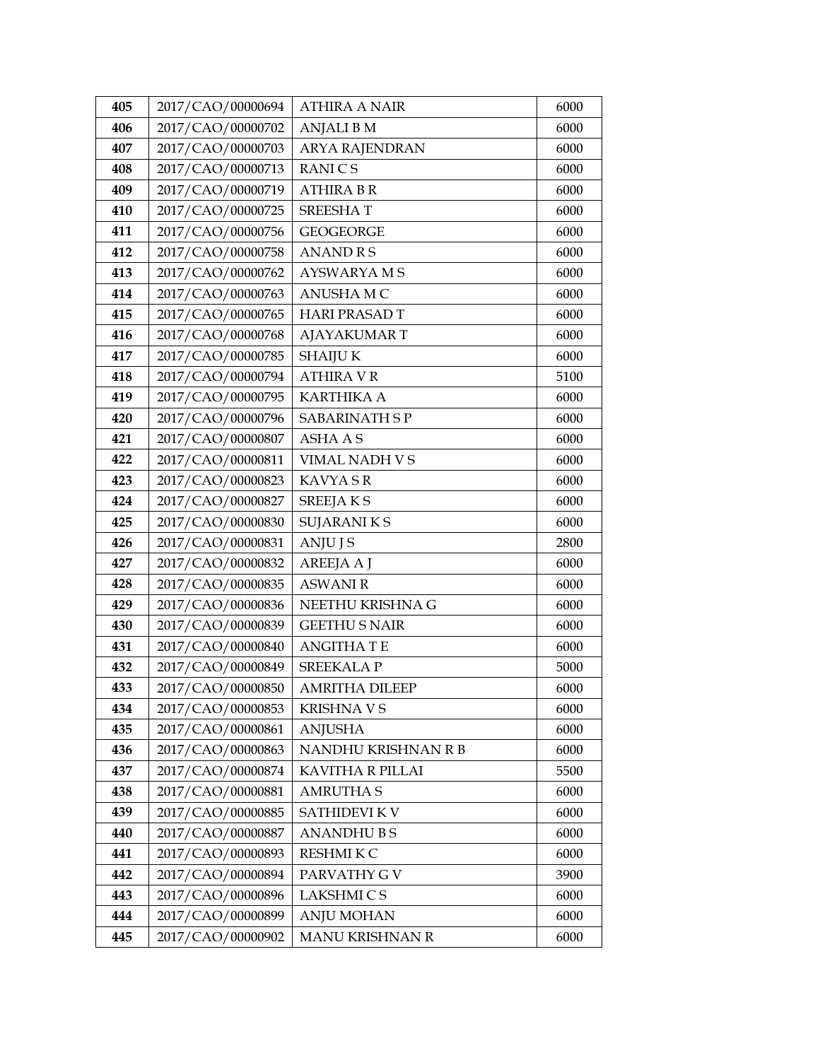| 405 | 2017/CAO/00000694 | ATHIRA A NAIR | 6000 |
|---|---|---|---|
| 406 | 2017/CAO/00000702 | ANJALI B M | 6000 |
| 407 | 2017/CAO/00000703 | ARYA RAJENDRAN | 6000 |
| 408 | 2017/CAO/00000713 | RANI C S | 6000 |
| 409 | 2017/CAO/00000719 | ATHIRA B R | 6000 |
| 410 | 2017/CAO/00000725 | SREESHA T | 6000 |
| 411 | 2017/CAO/00000756 | GEOGEORGE | 6000 |
| 412 | 2017/CAO/00000758 | ANAND R S | 6000 |
| 413 | 2017/CAO/00000762 | AYSWARYA M S | 6000 |
| 414 | 2017/CAO/00000763 | ANUSHA M C | 6000 |
| 415 | 2017/CAO/00000765 | HARI PRASAD T | 6000 |
| 416 | 2017/CAO/00000768 | AJAYAKUMAR T | 6000 |
| 417 | 2017/CAO/00000785 | SHAIJU K | 6000 |
| 418 | 2017/CAO/00000794 | ATHIRA V R | 5100 |
| 419 | 2017/CAO/00000795 | KARTHIKA A | 6000 |
| 420 | 2017/CAO/00000796 | SABARINATH S P | 6000 |
| 421 | 2017/CAO/00000807 | ASHA A S | 6000 |
| 422 | 2017/CAO/00000811 | VIMAL NADH V S | 6000 |
| 423 | 2017/CAO/00000823 | KAVYA S R | 6000 |
| 424 | 2017/CAO/00000827 | SREEJA K S | 6000 |
| 425 | 2017/CAO/00000830 | SUJARANI K S | 6000 |
| 426 | 2017/CAO/00000831 | ANJU J S | 2800 |
| 427 | 2017/CAO/00000832 | AREEJA A J | 6000 |
| 428 | 2017/CAO/00000835 | ASWANI R | 6000 |
| 429 | 2017/CAO/00000836 | NEETHU KRISHNA G | 6000 |
| 430 | 2017/CAO/00000839 | GEETHU S NAIR | 6000 |
| 431 | 2017/CAO/00000840 | ANGITHA T E | 6000 |
| 432 | 2017/CAO/00000849 | SREEKALA P | 5000 |
| 433 | 2017/CAO/00000850 | AMRITHA DILEEP | 6000 |
| 434 | 2017/CAO/00000853 | KRISHNA V S | 6000 |
| 435 | 2017/CAO/00000861 | ANJUSHA | 6000 |
| 436 | 2017/CAO/00000863 | NANDHU KRISHNAN R B | 6000 |
| 437 | 2017/CAO/00000874 | KAVITHA R PILLAI | 5500 |
| 438 | 2017/CAO/00000881 | AMRUTHA S | 6000 |
| 439 | 2017/CAO/00000885 | SATHIDEVI K V | 6000 |
| 440 | 2017/CAO/00000887 | ANANDHU B S | 6000 |
| 441 | 2017/CAO/00000893 | RESHMI K C | 6000 |
| 442 | 2017/CAO/00000894 | PARVATHY G V | 3900 |
| 443 | 2017/CAO/00000896 | LAKSHMI C S | 6000 |
| 444 | 2017/CAO/00000899 | ANJU MOHAN | 6000 |
| 445 | 2017/CAO/00000902 | MANU KRISHNAN R | 6000 |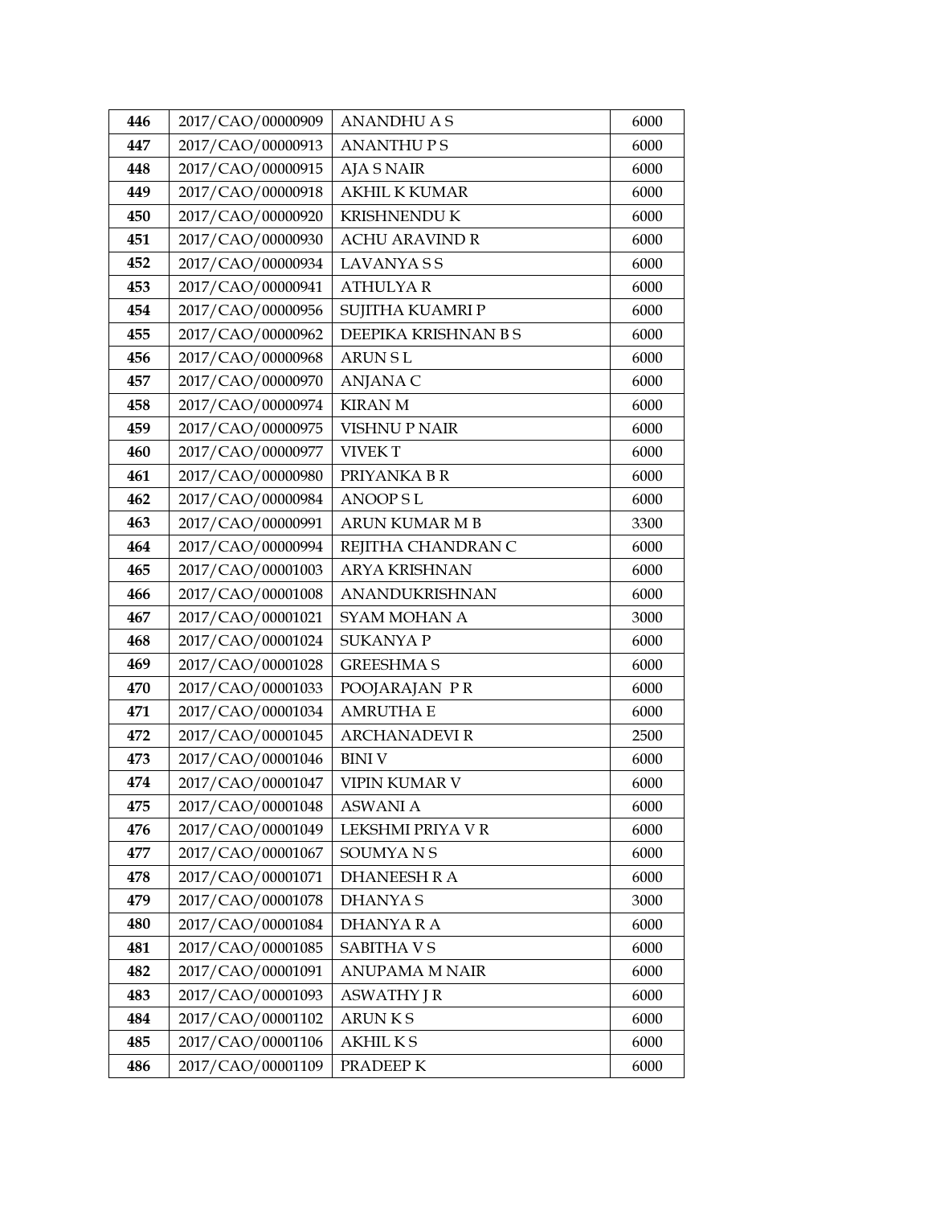| 446 | 2017/CAO/00000909 | ANANDHU A S | 6000 |
|---|---|---|---|
| 447 | 2017/CAO/00000913 | ANANTHU P S | 6000 |
| 448 | 2017/CAO/00000915 | AJA S NAIR | 6000 |
| 449 | 2017/CAO/00000918 | AKHIL K KUMAR | 6000 |
| 450 | 2017/CAO/00000920 | KRISHNENDU K | 6000 |
| 451 | 2017/CAO/00000930 | ACHU ARAVIND R | 6000 |
| 452 | 2017/CAO/00000934 | LAVANYA S S | 6000 |
| 453 | 2017/CAO/00000941 | ATHULYA R | 6000 |
| 454 | 2017/CAO/00000956 | SUJITHA KUAMRI P | 6000 |
| 455 | 2017/CAO/00000962 | DEEPIKA KRISHNAN B S | 6000 |
| 456 | 2017/CAO/00000968 | ARUN S L | 6000 |
| 457 | 2017/CAO/00000970 | ANJANA C | 6000 |
| 458 | 2017/CAO/00000974 | KIRAN M | 6000 |
| 459 | 2017/CAO/00000975 | VISHNU P NAIR | 6000 |
| 460 | 2017/CAO/00000977 | VIVEK T | 6000 |
| 461 | 2017/CAO/00000980 | PRIYANKA B R | 6000 |
| 462 | 2017/CAO/00000984 | ANOOP S L | 6000 |
| 463 | 2017/CAO/00000991 | ARUN KUMAR M B | 3300 |
| 464 | 2017/CAO/00000994 | REJITHA CHANDRAN C | 6000 |
| 465 | 2017/CAO/00001003 | ARYA KRISHNAN | 6000 |
| 466 | 2017/CAO/00001008 | ANANDUKRISHNAN | 6000 |
| 467 | 2017/CAO/00001021 | SYAM MOHAN A | 3000 |
| 468 | 2017/CAO/00001024 | SUKANYA P | 6000 |
| 469 | 2017/CAO/00001028 | GREESHMA S | 6000 |
| 470 | 2017/CAO/00001033 | POOJARAJAN P R | 6000 |
| 471 | 2017/CAO/00001034 | AMRUTHA E | 6000 |
| 472 | 2017/CAO/00001045 | ARCHANADEVI R | 2500 |
| 473 | 2017/CAO/00001046 | BINI V | 6000 |
| 474 | 2017/CAO/00001047 | VIPIN KUMAR V | 6000 |
| 475 | 2017/CAO/00001048 | ASWANI A | 6000 |
| 476 | 2017/CAO/00001049 | LEKSHMI PRIYA V R | 6000 |
| 477 | 2017/CAO/00001067 | SOUMYA N S | 6000 |
| 478 | 2017/CAO/00001071 | DHANEESH R A | 6000 |
| 479 | 2017/CAO/00001078 | DHANYA S | 3000 |
| 480 | 2017/CAO/00001084 | DHANYA R A | 6000 |
| 481 | 2017/CAO/00001085 | SABITHA V S | 6000 |
| 482 | 2017/CAO/00001091 | ANUPAMA M NAIR | 6000 |
| 483 | 2017/CAO/00001093 | ASWATHY J R | 6000 |
| 484 | 2017/CAO/00001102 | ARUN K S | 6000 |
| 485 | 2017/CAO/00001106 | AKHIL K S | 6000 |
| 486 | 2017/CAO/00001109 | PRADEEP K | 6000 |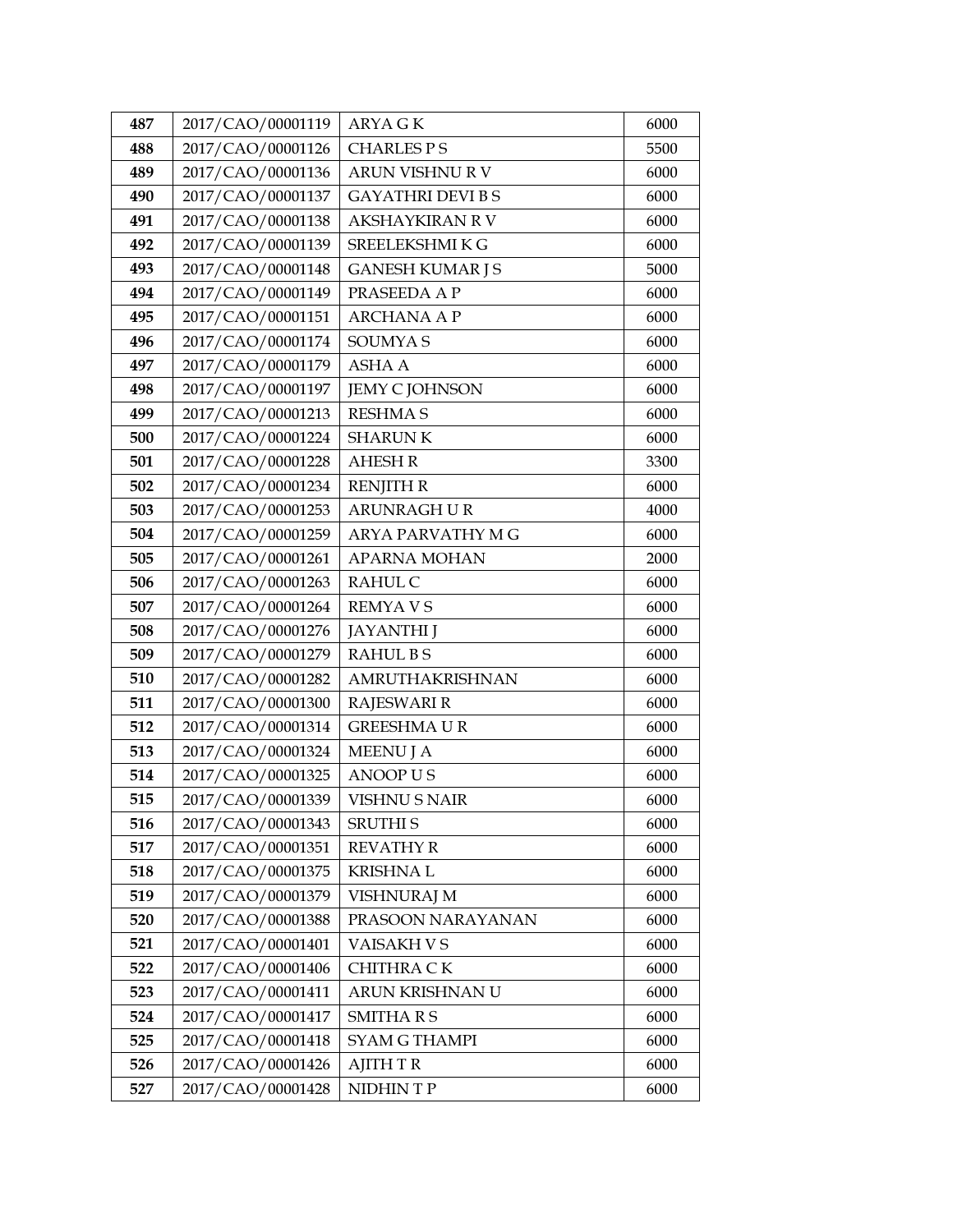| 487 | 2017/CAO/00001119 | ARYA G K | 6000 |
|---|---|---|---|
| 488 | 2017/CAO/00001126 | CHARLES P S | 5500 |
| 489 | 2017/CAO/00001136 | ARUN VISHNU R V | 6000 |
| 490 | 2017/CAO/00001137 | GAYATHRI DEVI B S | 6000 |
| 491 | 2017/CAO/00001138 | AKSHAYKIRAN R V | 6000 |
| 492 | 2017/CAO/00001139 | SREELEKSHMI K G | 6000 |
| 493 | 2017/CAO/00001148 | GANESH KUMAR J S | 5000 |
| 494 | 2017/CAO/00001149 | PRASEEDA A P | 6000 |
| 495 | 2017/CAO/00001151 | ARCHANA A P | 6000 |
| 496 | 2017/CAO/00001174 | SOUMYA S | 6000 |
| 497 | 2017/CAO/00001179 | ASHA A | 6000 |
| 498 | 2017/CAO/00001197 | JEMY C JOHNSON | 6000 |
| 499 | 2017/CAO/00001213 | RESHMA S | 6000 |
| 500 | 2017/CAO/00001224 | SHARUN K | 6000 |
| 501 | 2017/CAO/00001228 | AHESH R | 3300 |
| 502 | 2017/CAO/00001234 | RENJITH R | 6000 |
| 503 | 2017/CAO/00001253 | ARUNRAGH U R | 4000 |
| 504 | 2017/CAO/00001259 | ARYA PARVATHY M G | 6000 |
| 505 | 2017/CAO/00001261 | APARNA MOHAN | 2000 |
| 506 | 2017/CAO/00001263 | RAHUL C | 6000 |
| 507 | 2017/CAO/00001264 | REMYA V S | 6000 |
| 508 | 2017/CAO/00001276 | JAYANTHI J | 6000 |
| 509 | 2017/CAO/00001279 | RAHUL B S | 6000 |
| 510 | 2017/CAO/00001282 | AMRUTHAKRISHNAN | 6000 |
| 511 | 2017/CAO/00001300 | RAJESWARI R | 6000 |
| 512 | 2017/CAO/00001314 | GREESHMA U R | 6000 |
| 513 | 2017/CAO/00001324 | MEENU J A | 6000 |
| 514 | 2017/CAO/00001325 | ANOOP U S | 6000 |
| 515 | 2017/CAO/00001339 | VISHNU S NAIR | 6000 |
| 516 | 2017/CAO/00001343 | SRUTHI S | 6000 |
| 517 | 2017/CAO/00001351 | REVATHY R | 6000 |
| 518 | 2017/CAO/00001375 | KRISHNA L | 6000 |
| 519 | 2017/CAO/00001379 | VISHNURAJ M | 6000 |
| 520 | 2017/CAO/00001388 | PRASOON NARAYANAN | 6000 |
| 521 | 2017/CAO/00001401 | VAISAKH V S | 6000 |
| 522 | 2017/CAO/00001406 | CHITHRA C K | 6000 |
| 523 | 2017/CAO/00001411 | ARUN KRISHNAN U | 6000 |
| 524 | 2017/CAO/00001417 | SMITHA R S | 6000 |
| 525 | 2017/CAO/00001418 | SYAM G THAMPI | 6000 |
| 526 | 2017/CAO/00001426 | AJITH T R | 6000 |
| 527 | 2017/CAO/00001428 | NIDHIN T P | 6000 |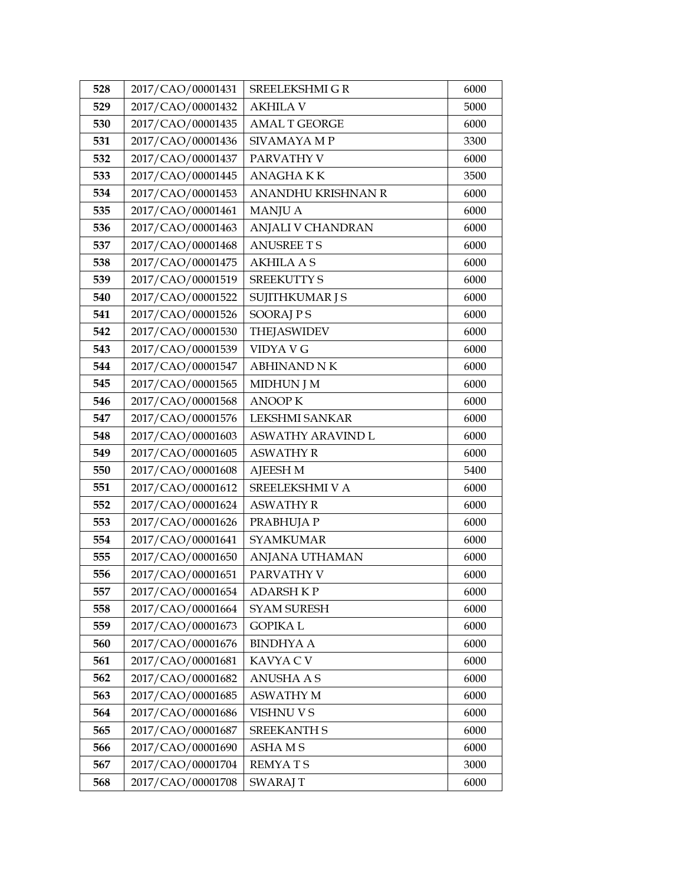| 528 | 2017/CAO/00001431 | SREELEKSHMI G R | 6000 |
|---|---|---|---|
| 529 | 2017/CAO/00001432 | AKHILA V | 5000 |
| 530 | 2017/CAO/00001435 | AMAL T GEORGE | 6000 |
| 531 | 2017/CAO/00001436 | SIVAMAYA M P | 3300 |
| 532 | 2017/CAO/00001437 | PARVATHY V | 6000 |
| 533 | 2017/CAO/00001445 | ANAGHA K K | 3500 |
| 534 | 2017/CAO/00001453 | ANANDHU KRISHNAN R | 6000 |
| 535 | 2017/CAO/00001461 | MANJU A | 6000 |
| 536 | 2017/CAO/00001463 | ANJALI V CHANDRAN | 6000 |
| 537 | 2017/CAO/00001468 | ANUSREE T S | 6000 |
| 538 | 2017/CAO/00001475 | AKHILA A S | 6000 |
| 539 | 2017/CAO/00001519 | SREEKUTTY S | 6000 |
| 540 | 2017/CAO/00001522 | SUJITHKUMAR J S | 6000 |
| 541 | 2017/CAO/00001526 | SOORAJ P S | 6000 |
| 542 | 2017/CAO/00001530 | THEJASWIDEV | 6000 |
| 543 | 2017/CAO/00001539 | VIDYA V G | 6000 |
| 544 | 2017/CAO/00001547 | ABHINAND N K | 6000 |
| 545 | 2017/CAO/00001565 | MIDHUN J M | 6000 |
| 546 | 2017/CAO/00001568 | ANOOP K | 6000 |
| 547 | 2017/CAO/00001576 | LEKSHMI SANKAR | 6000 |
| 548 | 2017/CAO/00001603 | ASWATHY ARAVIND L | 6000 |
| 549 | 2017/CAO/00001605 | ASWATHY R | 6000 |
| 550 | 2017/CAO/00001608 | AJEESH M | 5400 |
| 551 | 2017/CAO/00001612 | SREELEKSHMI V A | 6000 |
| 552 | 2017/CAO/00001624 | ASWATHY R | 6000 |
| 553 | 2017/CAO/00001626 | PRABHUJA P | 6000 |
| 554 | 2017/CAO/00001641 | SYAMKUMAR | 6000 |
| 555 | 2017/CAO/00001650 | ANJANA UTHAMAN | 6000 |
| 556 | 2017/CAO/00001651 | PARVATHY V | 6000 |
| 557 | 2017/CAO/00001654 | ADARSH K P | 6000 |
| 558 | 2017/CAO/00001664 | SYAM SURESH | 6000 |
| 559 | 2017/CAO/00001673 | GOPIKA L | 6000 |
| 560 | 2017/CAO/00001676 | BINDHYA A | 6000 |
| 561 | 2017/CAO/00001681 | KAVYA C V | 6000 |
| 562 | 2017/CAO/00001682 | ANUSHA A S | 6000 |
| 563 | 2017/CAO/00001685 | ASWATHY M | 6000 |
| 564 | 2017/CAO/00001686 | VISHNU V S | 6000 |
| 565 | 2017/CAO/00001687 | SREEKANTH S | 6000 |
| 566 | 2017/CAO/00001690 | ASHA M S | 6000 |
| 567 | 2017/CAO/00001704 | REMYA T S | 3000 |
| 568 | 2017/CAO/00001708 | SWARAJ T | 6000 |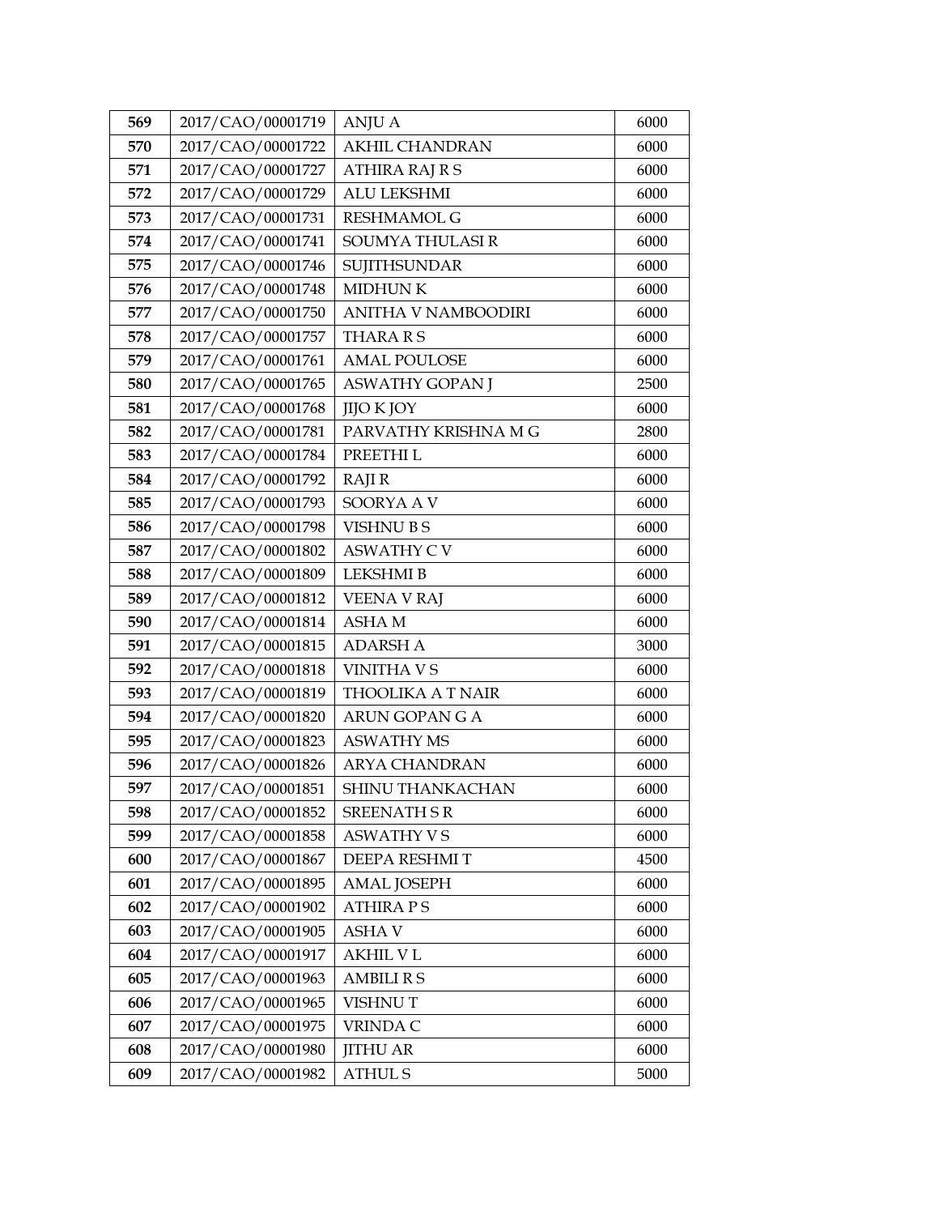| 569 | 2017/CAO/00001719 | ANJU A | 6000 |
|---|---|---|---|
| 570 | 2017/CAO/00001722 | AKHIL CHANDRAN | 6000 |
| 571 | 2017/CAO/00001727 | ATHIRA RAJ R S | 6000 |
| 572 | 2017/CAO/00001729 | ALU LEKSHMI | 6000 |
| 573 | 2017/CAO/00001731 | RESHMAMOL G | 6000 |
| 574 | 2017/CAO/00001741 | SOUMYA THULASI R | 6000 |
| 575 | 2017/CAO/00001746 | SUJITHSUNDAR | 6000 |
| 576 | 2017/CAO/00001748 | MIDHUN K | 6000 |
| 577 | 2017/CAO/00001750 | ANITHA V NAMBOODIRI | 6000 |
| 578 | 2017/CAO/00001757 | THARA R S | 6000 |
| 579 | 2017/CAO/00001761 | AMAL POULOSE | 6000 |
| 580 | 2017/CAO/00001765 | ASWATHY GOPAN J | 2500 |
| 581 | 2017/CAO/00001768 | JIJO K JOY | 6000 |
| 582 | 2017/CAO/00001781 | PARVATHY KRISHNA M G | 2800 |
| 583 | 2017/CAO/00001784 | PREETHI L | 6000 |
| 584 | 2017/CAO/00001792 | RAJI R | 6000 |
| 585 | 2017/CAO/00001793 | SOORYA A V | 6000 |
| 586 | 2017/CAO/00001798 | VISHNU B S | 6000 |
| 587 | 2017/CAO/00001802 | ASWATHY C V | 6000 |
| 588 | 2017/CAO/00001809 | LEKSHMI B | 6000 |
| 589 | 2017/CAO/00001812 | VEENA V RAJ | 6000 |
| 590 | 2017/CAO/00001814 | ASHA M | 6000 |
| 591 | 2017/CAO/00001815 | ADARSH A | 3000 |
| 592 | 2017/CAO/00001818 | VINITHA V S | 6000 |
| 593 | 2017/CAO/00001819 | THOOLIKA A T NAIR | 6000 |
| 594 | 2017/CAO/00001820 | ARUN GOPAN G A | 6000 |
| 595 | 2017/CAO/00001823 | ASWATHY MS | 6000 |
| 596 | 2017/CAO/00001826 | ARYA CHANDRAN | 6000 |
| 597 | 2017/CAO/00001851 | SHINU THANKACHAN | 6000 |
| 598 | 2017/CAO/00001852 | SREENATH S R | 6000 |
| 599 | 2017/CAO/00001858 | ASWATHY V S | 6000 |
| 600 | 2017/CAO/00001867 | DEEPA RESHMI T | 4500 |
| 601 | 2017/CAO/00001895 | AMAL JOSEPH | 6000 |
| 602 | 2017/CAO/00001902 | ATHIRA P S | 6000 |
| 603 | 2017/CAO/00001905 | ASHA V | 6000 |
| 604 | 2017/CAO/00001917 | AKHIL V L | 6000 |
| 605 | 2017/CAO/00001963 | AMBILI R S | 6000 |
| 606 | 2017/CAO/00001965 | VISHNU T | 6000 |
| 607 | 2017/CAO/00001975 | VRINDA C | 6000 |
| 608 | 2017/CAO/00001980 | JITHU AR | 6000 |
| 609 | 2017/CAO/00001982 | ATHUL S | 5000 |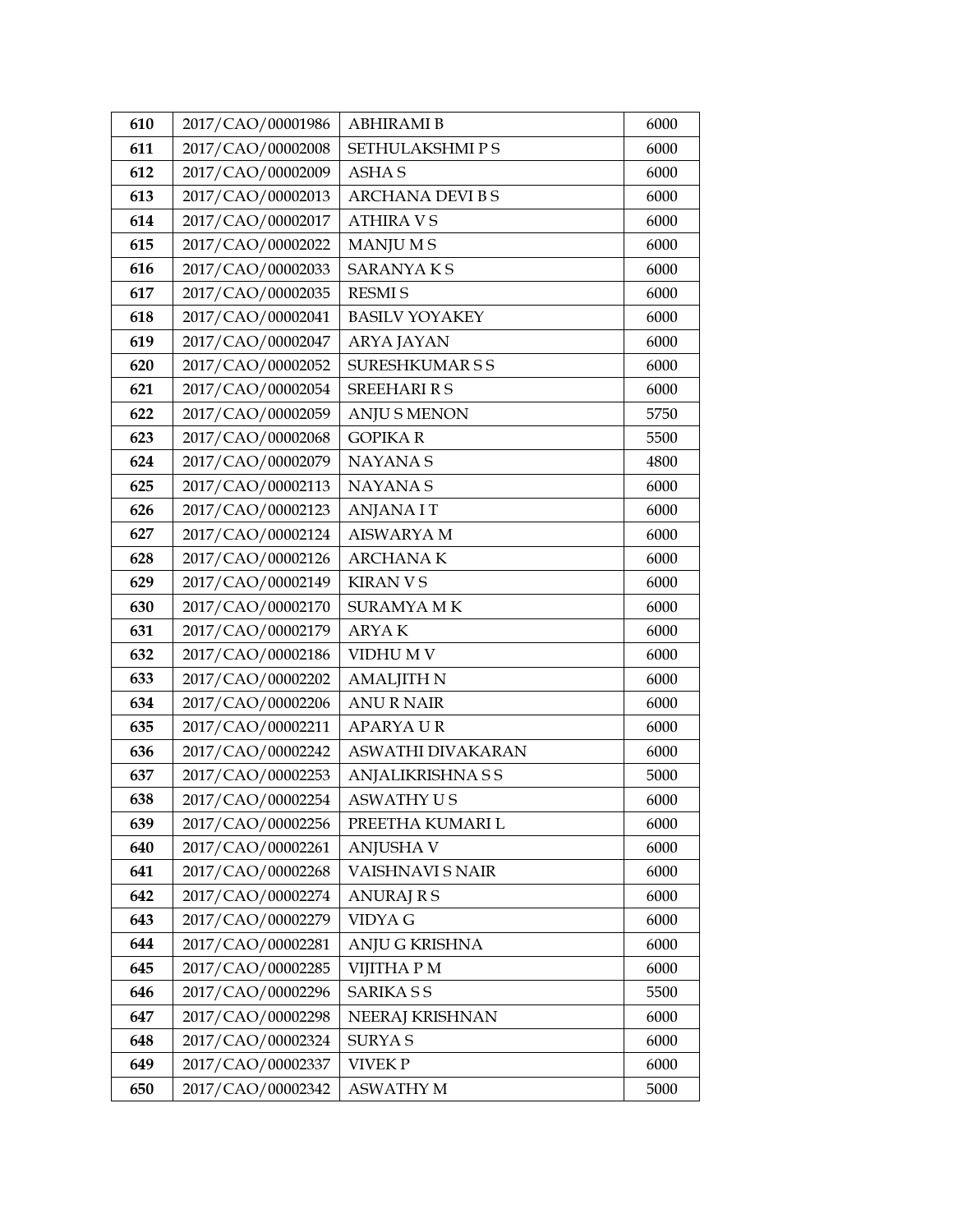| 610 | 2017/CAO/00001986 | ABHIRAMI B | 6000 |
|---|---|---|---|
| 611 | 2017/CAO/00002008 | SETHULAKSHMI P S | 6000 |
| 612 | 2017/CAO/00002009 | ASHA S | 6000 |
| 613 | 2017/CAO/00002013 | ARCHANA DEVI B S | 6000 |
| 614 | 2017/CAO/00002017 | ATHIRA V S | 6000 |
| 615 | 2017/CAO/00002022 | MANJU M S | 6000 |
| 616 | 2017/CAO/00002033 | SARANYA K S | 6000 |
| 617 | 2017/CAO/00002035 | RESMI S | 6000 |
| 618 | 2017/CAO/00002041 | BASILV YOYAKEY | 6000 |
| 619 | 2017/CAO/00002047 | ARYA JAYAN | 6000 |
| 620 | 2017/CAO/00002052 | SURESHKUMAR S S | 6000 |
| 621 | 2017/CAO/00002054 | SREEHARI R S | 6000 |
| 622 | 2017/CAO/00002059 | ANJU S MENON | 5750 |
| 623 | 2017/CAO/00002068 | GOPIKA R | 5500 |
| 624 | 2017/CAO/00002079 | NAYANA S | 4800 |
| 625 | 2017/CAO/00002113 | NAYANA S | 6000 |
| 626 | 2017/CAO/00002123 | ANJANA I T | 6000 |
| 627 | 2017/CAO/00002124 | AISWARYA M | 6000 |
| 628 | 2017/CAO/00002126 | ARCHANA K | 6000 |
| 629 | 2017/CAO/00002149 | KIRAN V S | 6000 |
| 630 | 2017/CAO/00002170 | SURAMYA M K | 6000 |
| 631 | 2017/CAO/00002179 | ARYA K | 6000 |
| 632 | 2017/CAO/00002186 | VIDHU M V | 6000 |
| 633 | 2017/CAO/00002202 | AMALJITH N | 6000 |
| 634 | 2017/CAO/00002206 | ANU R NAIR | 6000 |
| 635 | 2017/CAO/00002211 | APARYA U R | 6000 |
| 636 | 2017/CAO/00002242 | ASWATHI DIVAKARAN | 6000 |
| 637 | 2017/CAO/00002253 | ANJALIKRISHNA S S | 5000 |
| 638 | 2017/CAO/00002254 | ASWATHY U S | 6000 |
| 639 | 2017/CAO/00002256 | PREETHA KUMARI L | 6000 |
| 640 | 2017/CAO/00002261 | ANJUSHA V | 6000 |
| 641 | 2017/CAO/00002268 | VAISHNAVI S NAIR | 6000 |
| 642 | 2017/CAO/00002274 | ANURAJ R S | 6000 |
| 643 | 2017/CAO/00002279 | VIDYA G | 6000 |
| 644 | 2017/CAO/00002281 | ANJU G KRISHNA | 6000 |
| 645 | 2017/CAO/00002285 | VIJITHA P M | 6000 |
| 646 | 2017/CAO/00002296 | SARIKA S S | 5500 |
| 647 | 2017/CAO/00002298 | NEERAJ KRISHNAN | 6000 |
| 648 | 2017/CAO/00002324 | SURYA S | 6000 |
| 649 | 2017/CAO/00002337 | VIVEK P | 6000 |
| 650 | 2017/CAO/00002342 | ASWATHY M | 5000 |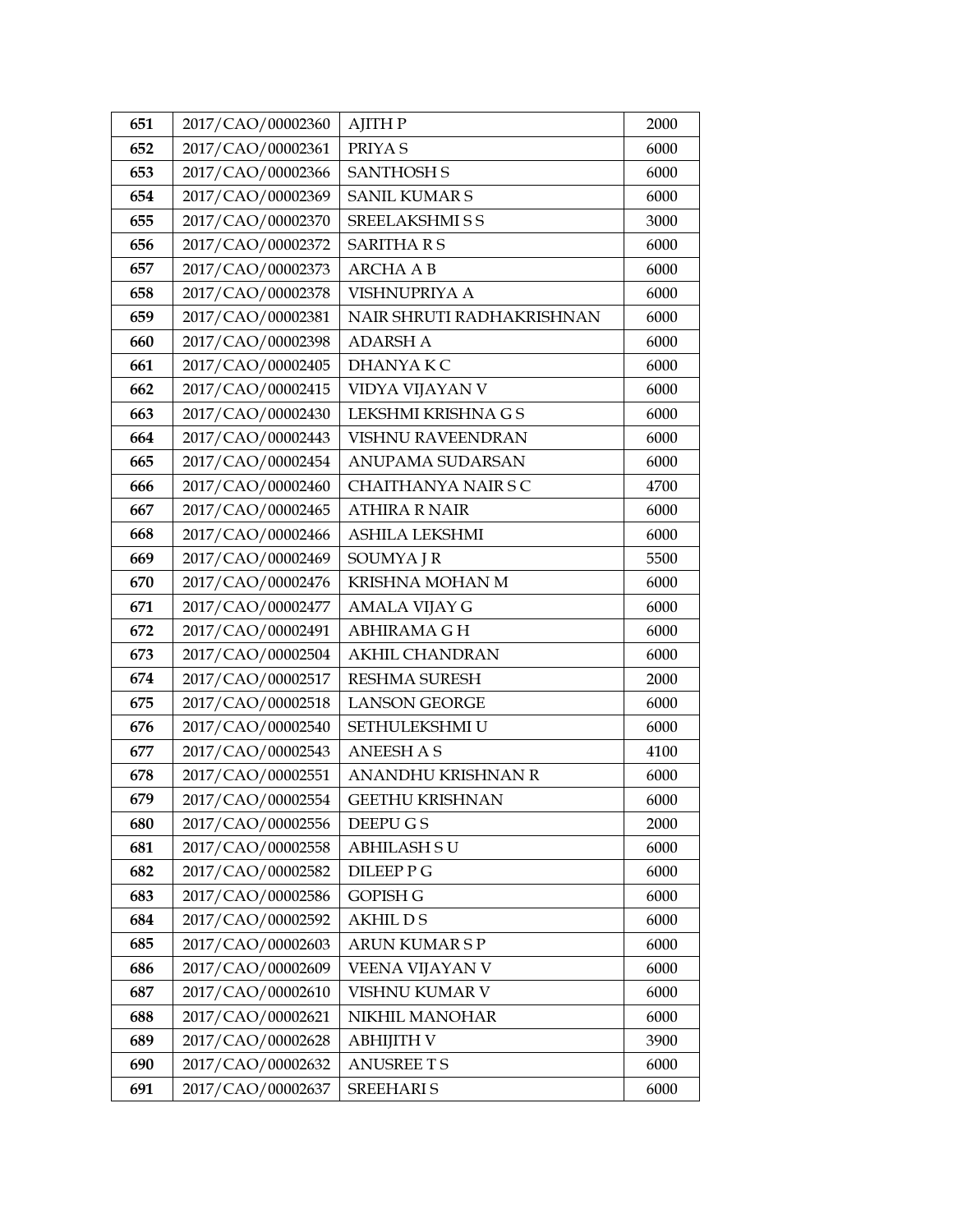| 651 | 2017/CAO/00002360 | AJITH P | 2000 |
|---|---|---|---|
| 652 | 2017/CAO/00002361 | PRIYA S | 6000 |
| 653 | 2017/CAO/00002366 | SANTHOSH S | 6000 |
| 654 | 2017/CAO/00002369 | SANIL KUMAR S | 6000 |
| 655 | 2017/CAO/00002370 | SREELAKSHMI S S | 3000 |
| 656 | 2017/CAO/00002372 | SARITHA R S | 6000 |
| 657 | 2017/CAO/00002373 | ARCHA A B | 6000 |
| 658 | 2017/CAO/00002378 | VISHNUPRIYA A | 6000 |
| 659 | 2017/CAO/00002381 | NAIR SHRUTI RADHAKRISHNAN | 6000 |
| 660 | 2017/CAO/00002398 | ADARSH A | 6000 |
| 661 | 2017/CAO/00002405 | DHANYA K C | 6000 |
| 662 | 2017/CAO/00002415 | VIDYA VIJAYAN V | 6000 |
| 663 | 2017/CAO/00002430 | LEKSHMI KRISHNA G S | 6000 |
| 664 | 2017/CAO/00002443 | VISHNU RAVEENDRAN | 6000 |
| 665 | 2017/CAO/00002454 | ANUPAMA SUDARSAN | 6000 |
| 666 | 2017/CAO/00002460 | CHAITHANYA NAIR S C | 4700 |
| 667 | 2017/CAO/00002465 | ATHIRA R NAIR | 6000 |
| 668 | 2017/CAO/00002466 | ASHILA LEKSHMI | 6000 |
| 669 | 2017/CAO/00002469 | SOUMYA J R | 5500 |
| 670 | 2017/CAO/00002476 | KRISHNA MOHAN M | 6000 |
| 671 | 2017/CAO/00002477 | AMALA VIJAY G | 6000 |
| 672 | 2017/CAO/00002491 | ABHIRAMA G H | 6000 |
| 673 | 2017/CAO/00002504 | AKHIL CHANDRAN | 6000 |
| 674 | 2017/CAO/00002517 | RESHMA SURESH | 2000 |
| 675 | 2017/CAO/00002518 | LANSON GEORGE | 6000 |
| 676 | 2017/CAO/00002540 | SETHULEKSHMI U | 6000 |
| 677 | 2017/CAO/00002543 | ANEESH A S | 4100 |
| 678 | 2017/CAO/00002551 | ANANDHU KRISHNAN R | 6000 |
| 679 | 2017/CAO/00002554 | GEETHU KRISHNAN | 6000 |
| 680 | 2017/CAO/00002556 | DEEPU G S | 2000 |
| 681 | 2017/CAO/00002558 | ABHILASH S U | 6000 |
| 682 | 2017/CAO/00002582 | DILEEP P G | 6000 |
| 683 | 2017/CAO/00002586 | GOPISH G | 6000 |
| 684 | 2017/CAO/00002592 | AKHIL D S | 6000 |
| 685 | 2017/CAO/00002603 | ARUN KUMAR S P | 6000 |
| 686 | 2017/CAO/00002609 | VEENA VIJAYAN V | 6000 |
| 687 | 2017/CAO/00002610 | VISHNU KUMAR V | 6000 |
| 688 | 2017/CAO/00002621 | NIKHIL MANOHAR | 6000 |
| 689 | 2017/CAO/00002628 | ABHIJITH V | 3900 |
| 690 | 2017/CAO/00002632 | ANUSREE T S | 6000 |
| 691 | 2017/CAO/00002637 | SREEHARI S | 6000 |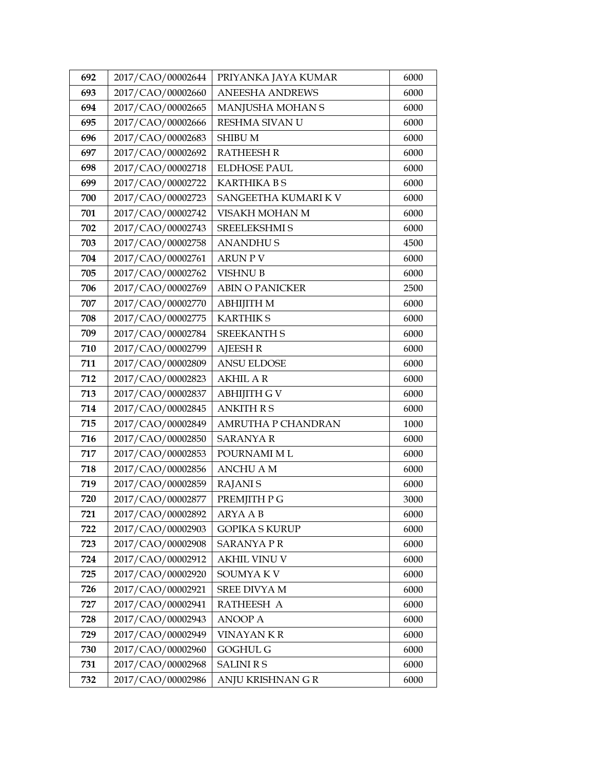| 692 | 2017/CAO/00002644 | PRIYANKA JAYA KUMAR | 6000 |
|---|---|---|---|
| 693 | 2017/CAO/00002660 | ANEESHA ANDREWS | 6000 |
| 694 | 2017/CAO/00002665 | MANJUSHA MOHAN S | 6000 |
| 695 | 2017/CAO/00002666 | RESHMA SIVAN U | 6000 |
| 696 | 2017/CAO/00002683 | SHIBU M | 6000 |
| 697 | 2017/CAO/00002692 | RATHEESH R | 6000 |
| 698 | 2017/CAO/00002718 | ELDHOSE PAUL | 6000 |
| 699 | 2017/CAO/00002722 | KARTHIKA B S | 6000 |
| 700 | 2017/CAO/00002723 | SANGEETHA KUMARI K V | 6000 |
| 701 | 2017/CAO/00002742 | VISAKH MOHAN M | 6000 |
| 702 | 2017/CAO/00002743 | SREELEKSHMI S | 6000 |
| 703 | 2017/CAO/00002758 | ANANDHU S | 4500 |
| 704 | 2017/CAO/00002761 | ARUN P V | 6000 |
| 705 | 2017/CAO/00002762 | VISHNU B | 6000 |
| 706 | 2017/CAO/00002769 | ABIN O PANICKER | 2500 |
| 707 | 2017/CAO/00002770 | ABHIJITH M | 6000 |
| 708 | 2017/CAO/00002775 | KARTHIK S | 6000 |
| 709 | 2017/CAO/00002784 | SREEKANTH S | 6000 |
| 710 | 2017/CAO/00002799 | AJEESH R | 6000 |
| 711 | 2017/CAO/00002809 | ANSU ELDOSE | 6000 |
| 712 | 2017/CAO/00002823 | AKHIL A R | 6000 |
| 713 | 2017/CAO/00002837 | ABHIJITH G V | 6000 |
| 714 | 2017/CAO/00002845 | ANKITH R S | 6000 |
| 715 | 2017/CAO/00002849 | AMRUTHA P CHANDRAN | 1000 |
| 716 | 2017/CAO/00002850 | SARANYA R | 6000 |
| 717 | 2017/CAO/00002853 | POURNAMI M L | 6000 |
| 718 | 2017/CAO/00002856 | ANCHU A M | 6000 |
| 719 | 2017/CAO/00002859 | RAJANI S | 6000 |
| 720 | 2017/CAO/00002877 | PREMJITH P G | 3000 |
| 721 | 2017/CAO/00002892 | ARYA A B | 6000 |
| 722 | 2017/CAO/00002903 | GOPIKA S KURUP | 6000 |
| 723 | 2017/CAO/00002908 | SARANYA P R | 6000 |
| 724 | 2017/CAO/00002912 | AKHIL VINU V | 6000 |
| 725 | 2017/CAO/00002920 | SOUMYA K V | 6000 |
| 726 | 2017/CAO/00002921 | SREE DIVYA M | 6000 |
| 727 | 2017/CAO/00002941 | RATHEESH A | 6000 |
| 728 | 2017/CAO/00002943 | ANOOP A | 6000 |
| 729 | 2017/CAO/00002949 | VINAYAN K R | 6000 |
| 730 | 2017/CAO/00002960 | GOGHUL G | 6000 |
| 731 | 2017/CAO/00002968 | SALINI R S | 6000 |
| 732 | 2017/CAO/00002986 | ANJU KRISHNAN G R | 6000 |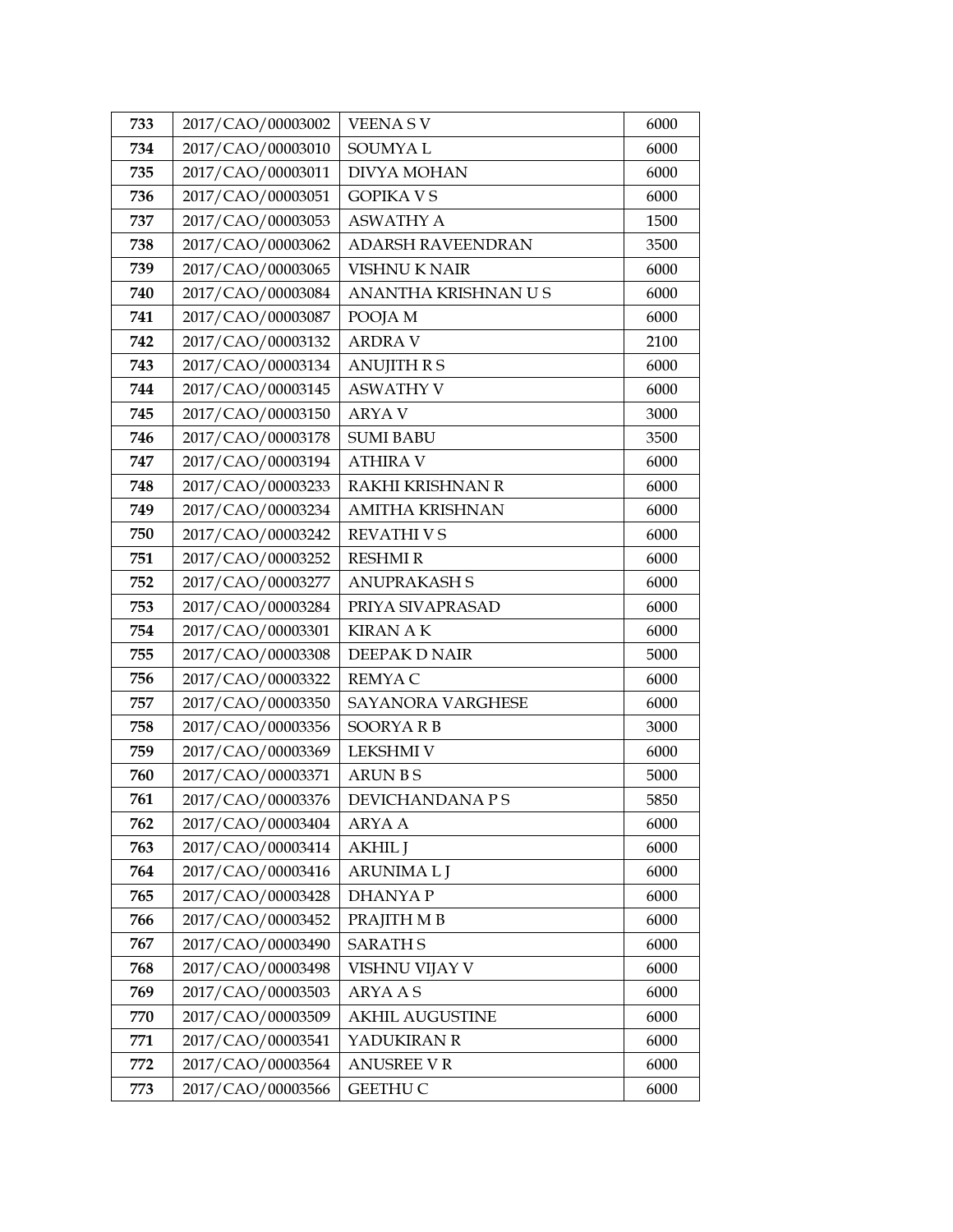| 733 | 2017/CAO/00003002 | VEENA S V | 6000 |
|---|---|---|---|
| 734 | 2017/CAO/00003010 | SOUMYA L | 6000 |
| 735 | 2017/CAO/00003011 | DIVYA MOHAN | 6000 |
| 736 | 2017/CAO/00003051 | GOPIKA V S | 6000 |
| 737 | 2017/CAO/00003053 | ASWATHY A | 1500 |
| 738 | 2017/CAO/00003062 | ADARSH RAVEENDRAN | 3500 |
| 739 | 2017/CAO/00003065 | VISHNU K NAIR | 6000 |
| 740 | 2017/CAO/00003084 | ANANTHA KRISHNAN U S | 6000 |
| 741 | 2017/CAO/00003087 | POOJA M | 6000 |
| 742 | 2017/CAO/00003132 | ARDRA V | 2100 |
| 743 | 2017/CAO/00003134 | ANUJITH R S | 6000 |
| 744 | 2017/CAO/00003145 | ASWATHY V | 6000 |
| 745 | 2017/CAO/00003150 | ARYA V | 3000 |
| 746 | 2017/CAO/00003178 | SUMI BABU | 3500 |
| 747 | 2017/CAO/00003194 | ATHIRA V | 6000 |
| 748 | 2017/CAO/00003233 | RAKHI KRISHNAN R | 6000 |
| 749 | 2017/CAO/00003234 | AMITHA KRISHNAN | 6000 |
| 750 | 2017/CAO/00003242 | REVATHI V S | 6000 |
| 751 | 2017/CAO/00003252 | RESHMI R | 6000 |
| 752 | 2017/CAO/00003277 | ANUPRAKASH S | 6000 |
| 753 | 2017/CAO/00003284 | PRIYA SIVAPRASAD | 6000 |
| 754 | 2017/CAO/00003301 | KIRAN A K | 6000 |
| 755 | 2017/CAO/00003308 | DEEPAK D NAIR | 5000 |
| 756 | 2017/CAO/00003322 | REMYA C | 6000 |
| 757 | 2017/CAO/00003350 | SAYANORA VARGHESE | 6000 |
| 758 | 2017/CAO/00003356 | SOORYA R B | 3000 |
| 759 | 2017/CAO/00003369 | LEKSHMI V | 6000 |
| 760 | 2017/CAO/00003371 | ARUN B S | 5000 |
| 761 | 2017/CAO/00003376 | DEVICHANDANA P S | 5850 |
| 762 | 2017/CAO/00003404 | ARYA A | 6000 |
| 763 | 2017/CAO/00003414 | AKHIL J | 6000 |
| 764 | 2017/CAO/00003416 | ARUNIMA L J | 6000 |
| 765 | 2017/CAO/00003428 | DHANYA P | 6000 |
| 766 | 2017/CAO/00003452 | PRAJITH M B | 6000 |
| 767 | 2017/CAO/00003490 | SARATH S | 6000 |
| 768 | 2017/CAO/00003498 | VISHNU VIJAY V | 6000 |
| 769 | 2017/CAO/00003503 | ARYA A S | 6000 |
| 770 | 2017/CAO/00003509 | AKHIL AUGUSTINE | 6000 |
| 771 | 2017/CAO/00003541 | YADUKIRAN R | 6000 |
| 772 | 2017/CAO/00003564 | ANUSREE V R | 6000 |
| 773 | 2017/CAO/00003566 | GEETHU C | 6000 |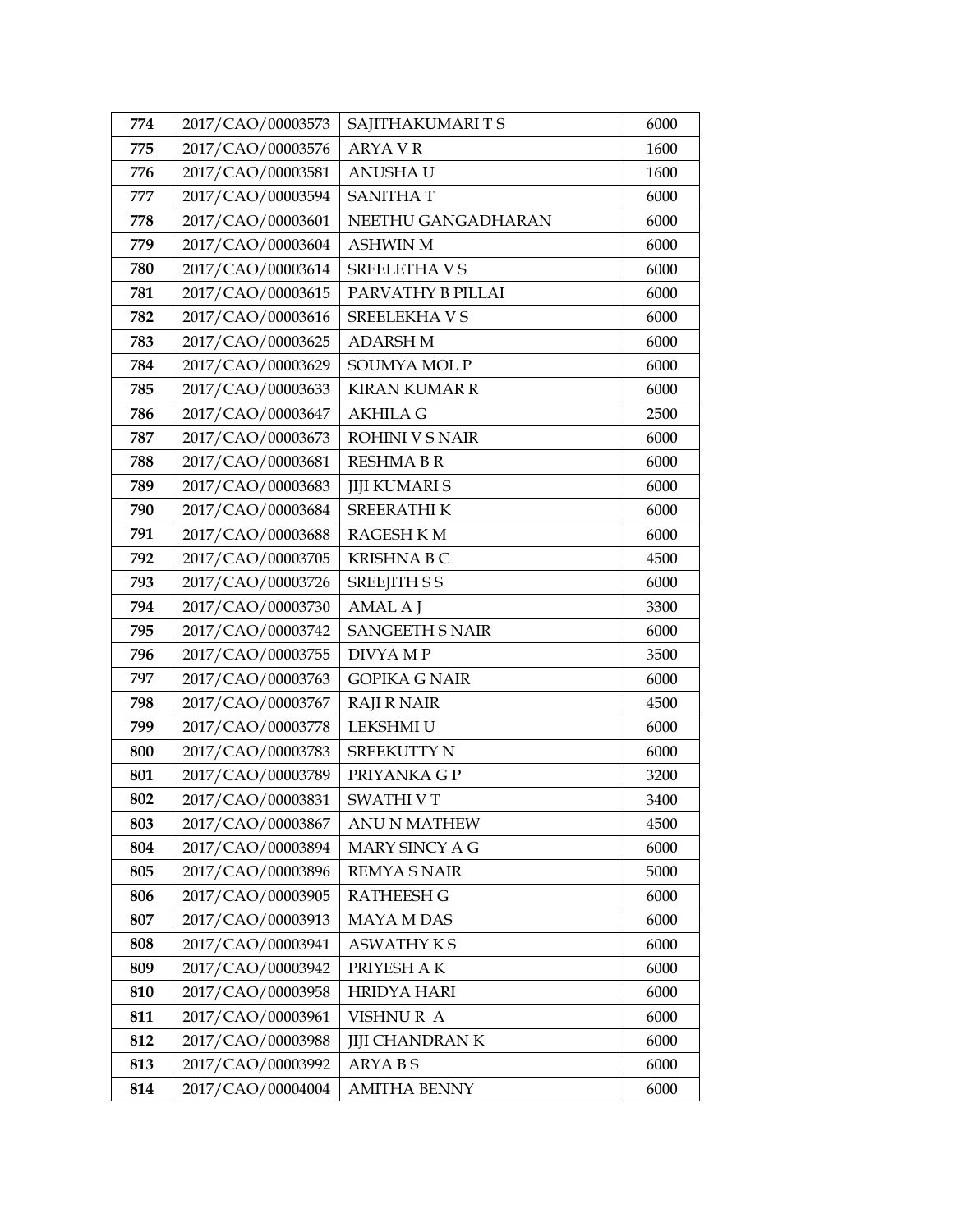| 774 | 2017/CAO/00003573 | SAJITHAKUMARI T S | 6000 |
|---|---|---|---|
| 775 | 2017/CAO/00003576 | ARYA V R | 1600 |
| 776 | 2017/CAO/00003581 | ANUSHA U | 1600 |
| 777 | 2017/CAO/00003594 | SANITHA T | 6000 |
| 778 | 2017/CAO/00003601 | NEETHU GANGADHARAN | 6000 |
| 779 | 2017/CAO/00003604 | ASHWIN M | 6000 |
| 780 | 2017/CAO/00003614 | SREELETHA V S | 6000 |
| 781 | 2017/CAO/00003615 | PARVATHY B PILLAI | 6000 |
| 782 | 2017/CAO/00003616 | SREELEKHA V S | 6000 |
| 783 | 2017/CAO/00003625 | ADARSH M | 6000 |
| 784 | 2017/CAO/00003629 | SOUMYA MOL P | 6000 |
| 785 | 2017/CAO/00003633 | KIRAN KUMAR R | 6000 |
| 786 | 2017/CAO/00003647 | AKHILA G | 2500 |
| 787 | 2017/CAO/00003673 | ROHINI V S NAIR | 6000 |
| 788 | 2017/CAO/00003681 | RESHMA B R | 6000 |
| 789 | 2017/CAO/00003683 | JIJI KUMARI S | 6000 |
| 790 | 2017/CAO/00003684 | SREERATHI K | 6000 |
| 791 | 2017/CAO/00003688 | RAGESH K M | 6000 |
| 792 | 2017/CAO/00003705 | KRISHNA B C | 4500 |
| 793 | 2017/CAO/00003726 | SREEJITH S S | 6000 |
| 794 | 2017/CAO/00003730 | AMAL A J | 3300 |
| 795 | 2017/CAO/00003742 | SANGEETH S NAIR | 6000 |
| 796 | 2017/CAO/00003755 | DIVYA M P | 3500 |
| 797 | 2017/CAO/00003763 | GOPIKA G NAIR | 6000 |
| 798 | 2017/CAO/00003767 | RAJI R NAIR | 4500 |
| 799 | 2017/CAO/00003778 | LEKSHMI U | 6000 |
| 800 | 2017/CAO/00003783 | SREEKUTTY N | 6000 |
| 801 | 2017/CAO/00003789 | PRIYANKA G P | 3200 |
| 802 | 2017/CAO/00003831 | SWATHI V T | 3400 |
| 803 | 2017/CAO/00003867 | ANU N MATHEW | 4500 |
| 804 | 2017/CAO/00003894 | MARY SINCY A G | 6000 |
| 805 | 2017/CAO/00003896 | REMYA S NAIR | 5000 |
| 806 | 2017/CAO/00003905 | RATHEESH G | 6000 |
| 807 | 2017/CAO/00003913 | MAYA M DAS | 6000 |
| 808 | 2017/CAO/00003941 | ASWATHY K S | 6000 |
| 809 | 2017/CAO/00003942 | PRIYESH A K | 6000 |
| 810 | 2017/CAO/00003958 | HRIDYA HARI | 6000 |
| 811 | 2017/CAO/00003961 | VISHNU R A | 6000 |
| 812 | 2017/CAO/00003988 | JIJI CHANDRAN K | 6000 |
| 813 | 2017/CAO/00003992 | ARYA B S | 6000 |
| 814 | 2017/CAO/00004004 | AMITHA BENNY | 6000 |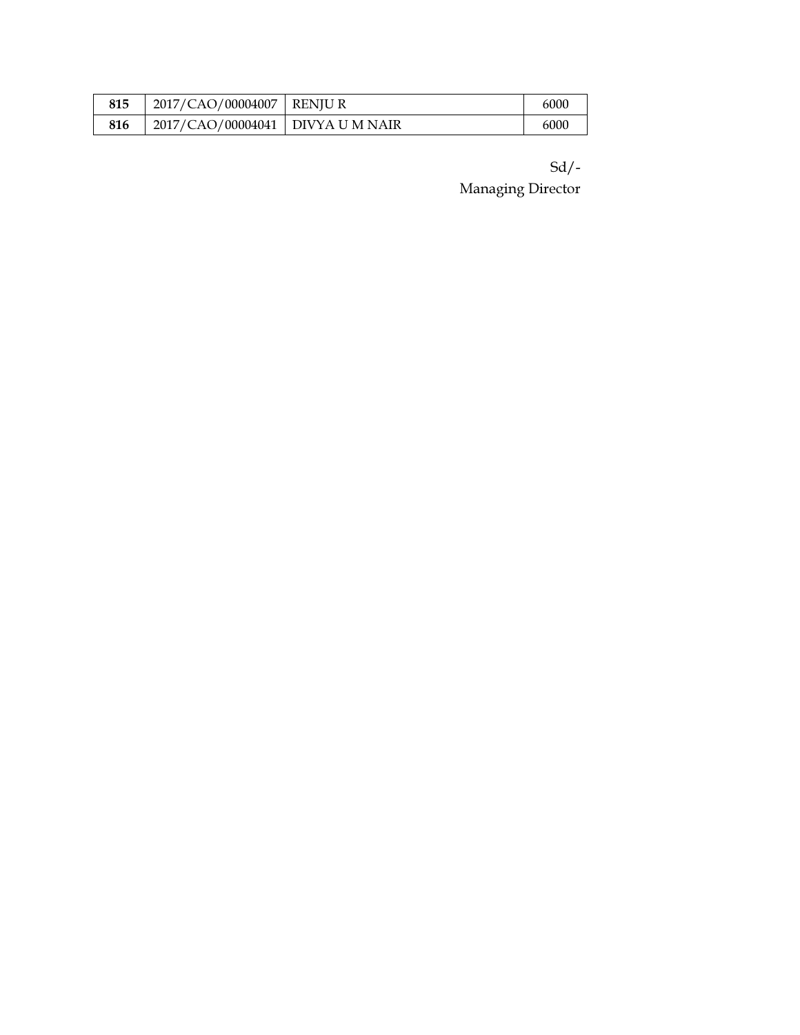| | | | |
|---|---|---|---|
| **815** | 2017/CAO/00004007 | RENJU R | 6000 |
| **816** | 2017/CAO/00004041 | DIVYA U M NAIR | 6000 |

Sd/-

Managing Director